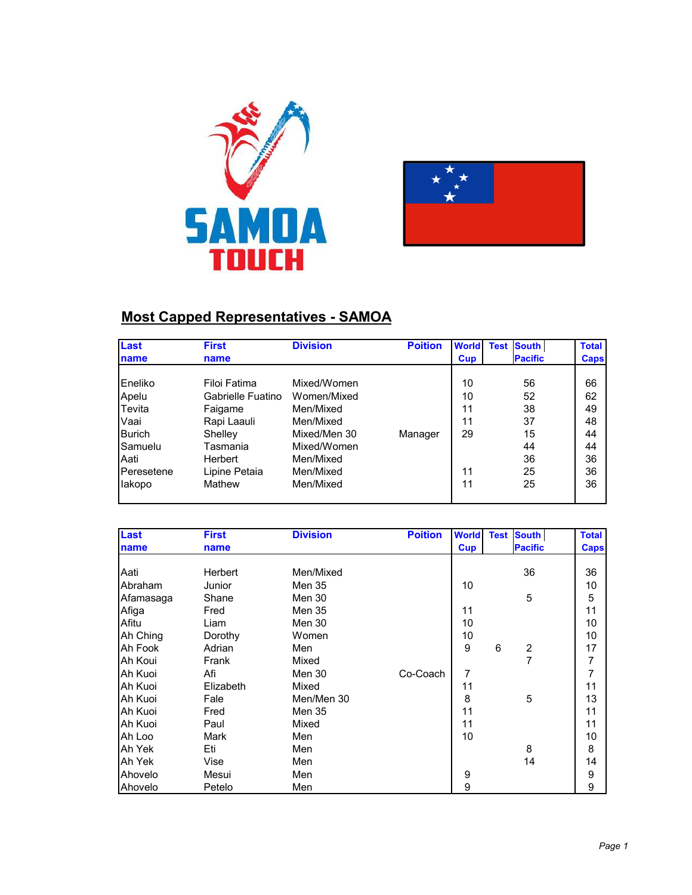## Most Capped Representatives - SAMOA

| Last name | First name | Division | Poition | World Cup | Test | South Pacific | Total Caps |
|---|---|---|---|---|---|---|---|
| Eneliko | Filoi Fatima | Mixed/Women | | 10 | | 56 | 66 |
| Apelu | Gabrielle Fuatino | Women/Mixed | | 10 | | 52 | 62 |
| Tevita | Faigame | Men/Mixed | | 11 | | 38 | 49 |
| Vaai | Rapi Laauli | Men/Mixed | | 11 | | 37 | 48 |
| Burich | Shelley | Mixed/Men 30 | Manager | 29 | | 15 | 44 |
| Samuelu | Tasmania | Mixed/Women | | | | 44 | 44 |
| Aati | Herbert | Men/Mixed | | | | 36 | 36 |
| Peresetene | Lipine Petaia | Men/Mixed | | 11 | | 25 | 36 |
| Iakopo | Mathew | Men/Mixed | | 11 | | 25 | 36 |

| Last name | First name | Division | Poition | World Cup | Test | South Pacific | Total Caps |
|---|---|---|---|---|---|---|---|
| Aati | Herbert | Men/Mixed | | | | 36 | 36 |
| Abraham | Junior | Men 35 | | 10 | | | 10 |
| Afamasaga | Shane | Men 30 | | | | 5 | 5 |
| Afiga | Fred | Men 35 | | 11 | | | 11 |
| Afitu | Liam | Men 30 | | 10 | | | 10 |
| Ah Ching | Dorothy | Women | | 10 | | | 10 |
| Ah Fook | Adrian | Men | | 9 | 6 | 2 | 17 |
| Ah Koui | Frank | Mixed | | | | 7 | 7 |
| Ah Kuoi | Afi | Men 30 | Co-Coach | 7 | | | 7 |
| Ah Kuoi | Elizabeth | Mixed | | 11 | | | 11 |
| Ah Kuoi | Fale | Men/Men 30 | | 8 | | 5 | 13 |
| Ah Kuoi | Fred | Men 35 | | 11 | | | 11 |
| Ah Kuoi | Paul | Mixed | | 11 | | | 11 |
| Ah Loo | Mark | Men | | 10 | | | 10 |
| Ah Yek | Eti | Men | | | | 8 | 8 |
| Ah Yek | Vise | Men | | | | 14 | 14 |
| Ahovelo | Mesui | Men | | 9 | | | 9 |
| Ahovelo | Petelo | Men | | 9 | | | 9 |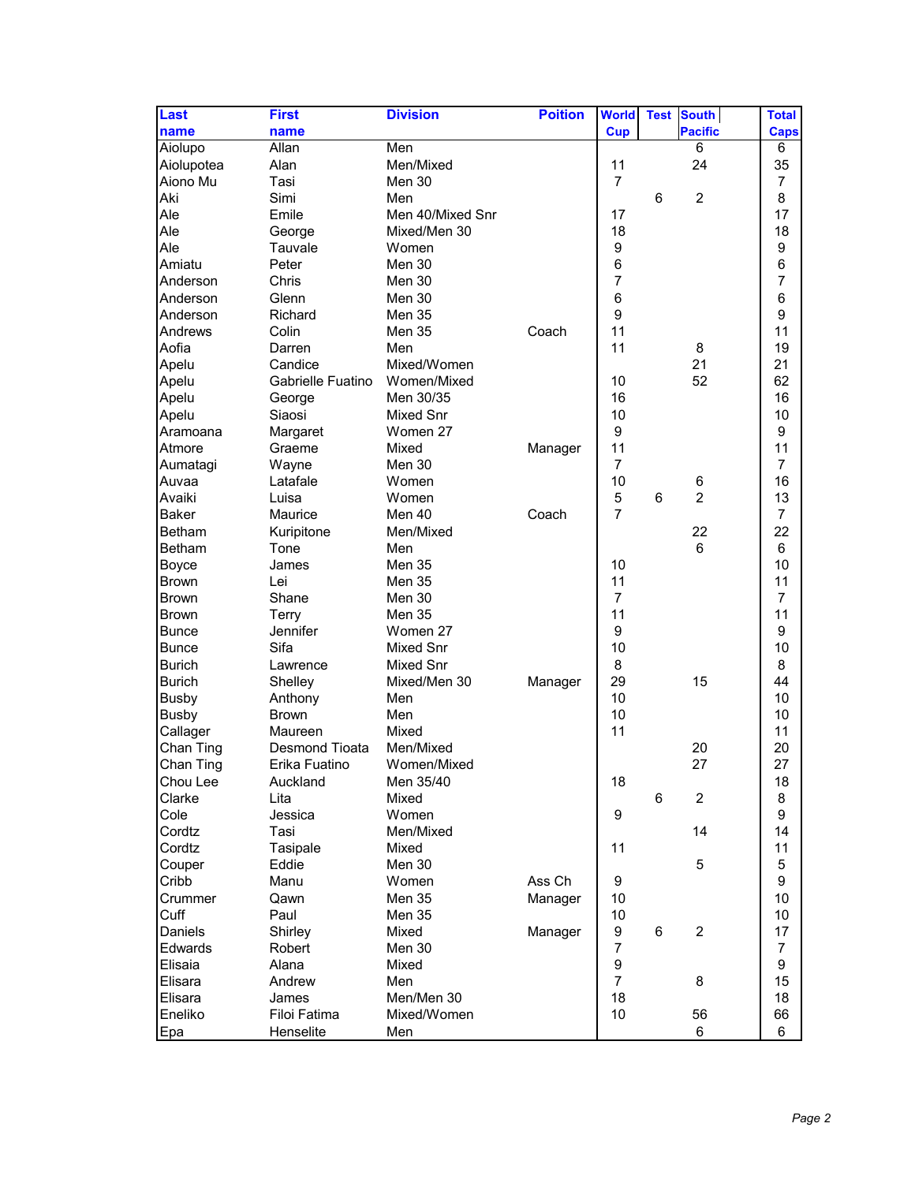| Last name | First name | Division | Poition | World Cup | Test | South Pacific | Total Caps |
|---|---|---|---|---|---|---|---|
| Aiolupo | Allan | Men | | | | 6 | 6 |
| Aiolupotea | Alan | Men/Mixed | | 11 | | 24 | 35 |
| Aiono Mu | Tasi | Men 30 | | 7 | | | 7 |
| Aki | Simi | Men | | | 6 | 2 | 8 |
| Ale | Emile | Men 40/Mixed Snr | | 17 | | | 17 |
| Ale | George | Mixed/Men 30 | | 18 | | | 18 |
| Ale | Tauvale | Women | | 9 | | | 9 |
| Amiatu | Peter | Men 30 | | 6 | | | 6 |
| Anderson | Chris | Men 30 | | 7 | | | 7 |
| Anderson | Glenn | Men 30 | | 6 | | | 6 |
| Anderson | Richard | Men 35 | | 9 | | | 9 |
| Andrews | Colin | Men 35 | Coach | 11 | | | 11 |
| Aofia | Darren | Men | | 11 | | 8 | 19 |
| Apelu | Candice | Mixed/Women | | | | 21 | 21 |
| Apelu | Gabrielle Fuatino | Women/Mixed | | 10 | | 52 | 62 |
| Apelu | George | Men 30/35 | | 16 | | | 16 |
| Apelu | Siaosi | Mixed Snr | | 10 | | | 10 |
| Aramoana | Margaret | Women 27 | | 9 | | | 9 |
| Atmore | Graeme | Mixed | Manager | 11 | | | 11 |
| Aumatagi | Wayne | Men 30 | | 7 | | | 7 |
| Auvaa | Latafale | Women | | 10 | | 6 | 16 |
| Avaiki | Luisa | Women | | 5 | 6 | 2 | 13 |
| Baker | Maurice | Men 40 | Coach | 7 | | | 7 |
| Betham | Kuripitone | Men/Mixed | | | | 22 | 22 |
| Betham | Tone | Men | | | | 6 | 6 |
| Boyce | James | Men 35 | | 10 | | | 10 |
| Brown | Lei | Men 35 | | 11 | | | 11 |
| Brown | Shane | Men 30 | | 7 | | | 7 |
| Brown | Terry | Men 35 | | 11 | | | 11 |
| Bunce | Jennifer | Women 27 | | 9 | | | 9 |
| Bunce | Sifa | Mixed Snr | | 10 | | | 10 |
| Burich | Lawrence | Mixed Snr | | 8 | | | 8 |
| Burich | Shelley | Mixed/Men 30 | Manager | 29 | | 15 | 44 |
| Busby | Anthony | Men | | 10 | | | 10 |
| Busby | Brown | Men | | 10 | | | 10 |
| Callager | Maureen | Mixed | | 11 | | | 11 |
| Chan Ting | Desmond Tioata | Men/Mixed | | | | 20 | 20 |
| Chan Ting | Erika Fuatino | Women/Mixed | | | | 27 | 27 |
| Chou Lee | Auckland | Men 35/40 | | 18 | | | 18 |
| Clarke | Lita | Mixed | | | 6 | 2 | 8 |
| Cole | Jessica | Women | | 9 | | | 9 |
| Cordtz | Tasi | Men/Mixed | | | | 14 | 14 |
| Cordtz | Tasipale | Mixed | | 11 | | | 11 |
| Couper | Eddie | Men 30 | | | | 5 | 5 |
| Cribb | Manu | Women | Ass Ch | 9 | | | 9 |
| Crummer | Qawn | Men 35 | Manager | 10 | | | 10 |
| Cuff | Paul | Men 35 | | 10 | | | 10 |
| Daniels | Shirley | Mixed | Manager | 9 | 6 | 2 | 17 |
| Edwards | Robert | Men 30 | | 7 | | | 7 |
| Elisaia | Alana | Mixed | | 9 | | | 9 |
| Elisara | Andrew | Men | | 7 | | 8 | 15 |
| Elisara | James | Men/Men 30 | | 18 | | | 18 |
| Eneliko | Filoi Fatima | Mixed/Women | | 10 | | 56 | 66 |
| Epa | Henselite | Men | | | | 6 | 6 |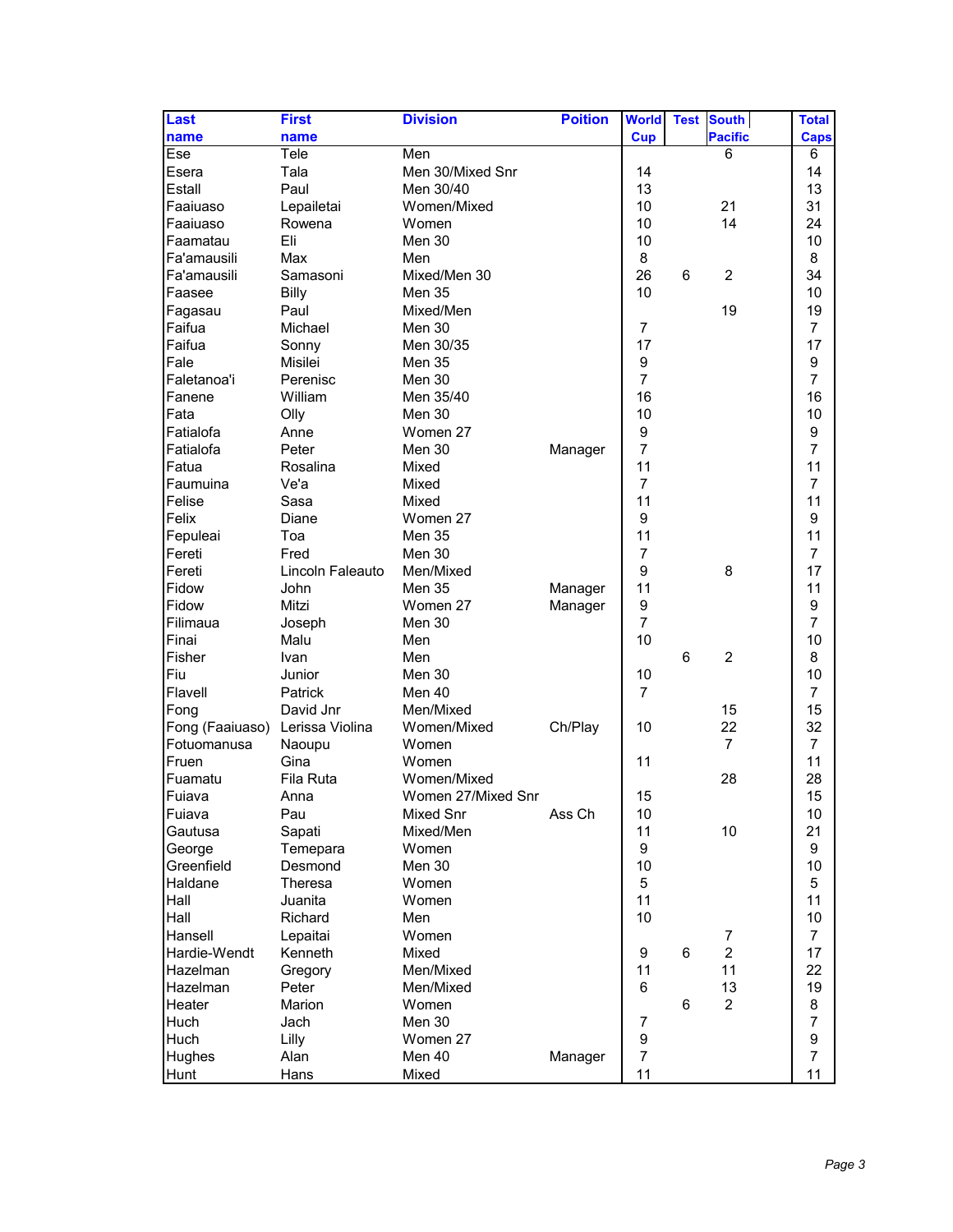| Last name | First name | Division | Poition | World Cup | Test | South Pacific | | Total Caps |
|---|---|---|---|---|---|---|---|---|
| Ese | Tele | Men | | | | 6 | | 6 |
| Esera | Tala | Men 30/Mixed Snr | | 14 | | | | 14 |
| Estall | Paul | Men 30/40 | | 13 | | | | 13 |
| Faaiuaso | Lepailetai | Women/Mixed | | 10 | | 21 | | 31 |
| Faaiuaso | Rowena | Women | | 10 | | 14 | | 24 |
| Faamatau | Eli | Men 30 | | 10 | | | | 10 |
| Fa'amausili | Max | Men | | 8 | | | | 8 |
| Fa'amausili | Samasoni | Mixed/Men 30 | | 26 | 6 | 2 | | 34 |
| Faasee | Billy | Men 35 | | 10 | | | | 10 |
| Fagasau | Paul | Mixed/Men | | | | 19 | | 19 |
| Faifua | Michael | Men 30 | | 7 | | | | 7 |
| Faifua | Sonny | Men 30/35 | | 17 | | | | 17 |
| Fale | Misilei | Men 35 | | 9 | | | | 9 |
| Faletanoa'i | Perenisc | Men 30 | | 7 | | | | 7 |
| Fanene | William | Men 35/40 | | 16 | | | | 16 |
| Fata | Olly | Men 30 | | 10 | | | | 10 |
| Fatialofa | Anne | Women 27 | | 9 | | | | 9 |
| Fatialofa | Peter | Men 30 | Manager | 7 | | | | 7 |
| Fatua | Rosalina | Mixed | | 11 | | | | 11 |
| Faumuina | Ve'a | Mixed | | 7 | | | | 7 |
| Felise | Sasa | Mixed | | 11 | | | | 11 |
| Felix | Diane | Women 27 | | 9 | | | | 9 |
| Fepuleai | Toa | Men 35 | | 11 | | | | 11 |
| Fereti | Fred | Men 30 | | 7 | | | | 7 |
| Fereti | Lincoln Faleauto | Men/Mixed | | 9 | | 8 | | 17 |
| Fidow | John | Men 35 | Manager | 11 | | | | 11 |
| Fidow | Mitzi | Women 27 | Manager | 9 | | | | 9 |
| Filimaua | Joseph | Men 30 | | 7 | | | | 7 |
| Finai | Malu | Men | | 10 | | | | 10 |
| Fisher | Ivan | Men | | | 6 | 2 | | 8 |
| Fiu | Junior | Men 30 | | 10 | | | | 10 |
| Flavell | Patrick | Men 40 | | 7 | | | | 7 |
| Fong | David Jnr | Men/Mixed | | | | 15 | | 15 |
| Fong (Faaiuaso) | Lerissa Violina | Women/Mixed | Ch/Play | 10 | | 22 | | 32 |
| Fotuomanusa | Naoupu | Women | | | | 7 | | 7 |
| Fruen | Gina | Women | | 11 | | | | 11 |
| Fuamatu | Fila Ruta | Women/Mixed | | | | 28 | | 28 |
| Fuiava | Anna | Women 27/Mixed Snr | | 15 | | | | 15 |
| Fuiava | Pau | Mixed Snr | Ass Ch | 10 | | | | 10 |
| Gautusa | Sapati | Mixed/Men | | 11 | | 10 | | 21 |
| George | Temepara | Women | | 9 | | | | 9 |
| Greenfield | Desmond | Men 30 | | 10 | | | | 10 |
| Haldane | Theresa | Women | | 5 | | | | 5 |
| Hall | Juanita | Women | | 11 | | | | 11 |
| Hall | Richard | Men | | 10 | | | | 10 |
| Hansell | Lepaitai | Women | | | | 7 | | 7 |
| Hardie-Wendt | Kenneth | Mixed | | 9 | 6 | 2 | | 17 |
| Hazelman | Gregory | Men/Mixed | | 11 | | 11 | | 22 |
| Hazelman | Peter | Men/Mixed | | 6 | | 13 | | 19 |
| Heater | Marion | Women | | | 6 | 2 | | 8 |
| Huch | Jach | Men 30 | | 7 | | | | 7 |
| Huch | Lilly | Women 27 | | 9 | | | | 9 |
| Hughes | Alan | Men 40 | Manager | 7 | | | | 7 |
| Hunt | Hans | Mixed | | 11 | | | | 11 |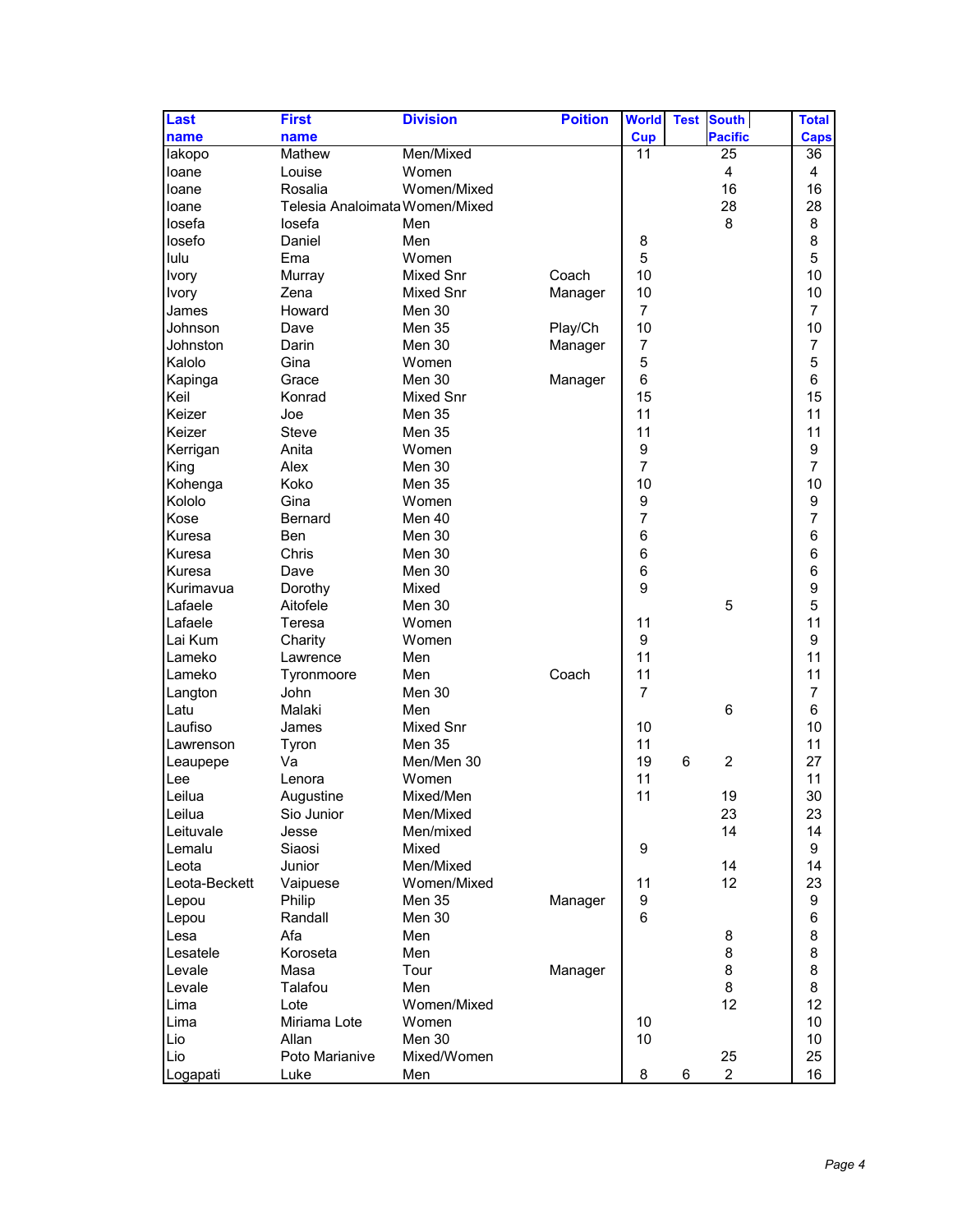| Last name | First name | Division | Poition | World Cup | Test | South Pacific | | Total Caps |
|---|---|---|---|---|---|---|---|---|
| Iakopo | Mathew | Men/Mixed | | 11 | | 25 | | 36 |
| Ioane | Louise | Women | | | | 4 | | 4 |
| Ioane | Rosalia | Women/Mixed | | | | 16 | | 16 |
| Ioane | Telesia Analoimata | Women/Mixed | | | | 28 | | 28 |
| Iosefa | Iosefa | Men | | | | 8 | | 8 |
| Iosefo | Daniel | Men | | 8 | | | | 8 |
| Iulu | Ema | Women | | 5 | | | | 5 |
| Ivory | Murray | Mixed Snr | Coach | 10 | | | | 10 |
| Ivory | Zena | Mixed Snr | Manager | 10 | | | | 10 |
| James | Howard | Men 30 | | 7 | | | | 7 |
| Johnson | Dave | Men 35 | Play/Ch | 10 | | | | 10 |
| Johnston | Darin | Men 30 | Manager | 7 | | | | 7 |
| Kalolo | Gina | Women | | 5 | | | | 5 |
| Kapinga | Grace | Men 30 | Manager | 6 | | | | 6 |
| Keil | Konrad | Mixed Snr | | 15 | | | | 15 |
| Keizer | Joe | Men 35 | | 11 | | | | 11 |
| Keizer | Steve | Men 35 | | 11 | | | | 11 |
| Kerrigan | Anita | Women | | 9 | | | | 9 |
| King | Alex | Men 30 | | 7 | | | | 7 |
| Kohenga | Koko | Men 35 | | 10 | | | | 10 |
| Kololo | Gina | Women | | 9 | | | | 9 |
| Kose | Bernard | Men 40 | | 7 | | | | 7 |
| Kuresa | Ben | Men 30 | | 6 | | | | 6 |
| Kuresa | Chris | Men 30 | | 6 | | | | 6 |
| Kuresa | Dave | Men 30 | | 6 | | | | 6 |
| Kurimavua | Dorothy | Mixed | | 9 | | | | 9 |
| Lafaele | Aitofele | Men 30 | | | | 5 | | 5 |
| Lafaele | Teresa | Women | | 11 | | | | 11 |
| Lai Kum | Charity | Women | | 9 | | | | 9 |
| Lameko | Lawrence | Men | | 11 | | | | 11 |
| Lameko | Tyronmoore | Men | Coach | 11 | | | | 11 |
| Langton | John | Men 30 | | 7 | | | | 7 |
| Latu | Malaki | Men | | | | 6 | | 6 |
| Laufiso | James | Mixed Snr | | 10 | | | | 10 |
| Lawrenson | Tyron | Men 35 | | 11 | | | | 11 |
| Leaupepe | Va | Men/Men 30 | | 19 | 6 | 2 | | 27 |
| Lee | Lenora | Women | | 11 | | | | 11 |
| Leilua | Augustine | Mixed/Men | | 11 | | 19 | | 30 |
| Leilua | Sio Junior | Men/Mixed | | | | 23 | | 23 |
| Leituvale | Jesse | Men/mixed | | | | 14 | | 14 |
| Lemalu | Siaosi | Mixed | | 9 | | | | 9 |
| Leota | Junior | Men/Mixed | | | | 14 | | 14 |
| Leota-Beckett | Vaipuese | Women/Mixed | | 11 | | 12 | | 23 |
| Lepou | Philip | Men 35 | Manager | 9 | | | | 9 |
| Lepou | Randall | Men 30 | | 6 | | | | 6 |
| Lesa | Afa | Men | | | | 8 | | 8 |
| Lesatele | Koroseta | Men | | | | 8 | | 8 |
| Levale | Masa | Tour | Manager | | | 8 | | 8 |
| Levale | Talafou | Men | | | | 8 | | 8 |
| Lima | Lote | Women/Mixed | | | | 12 | | 12 |
| Lima | Miriama Lote | Women | | 10 | | | | 10 |
| Lio | Allan | Men 30 | | 10 | | | | 10 |
| Lio | Poto Marianive | Mixed/Women | | | | 25 | | 25 |
| Logapati | Luke | Men | | 8 | 6 | 2 | | 16 |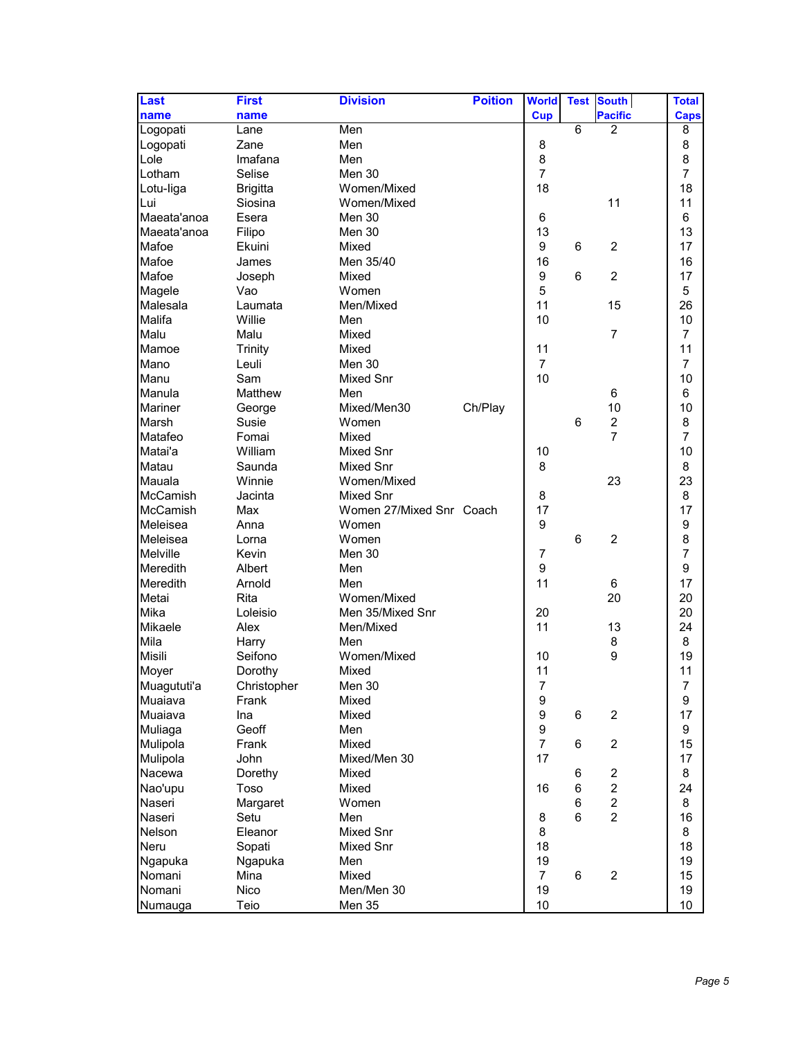| Last name | First name | Division | Poition | World Cup | Test | South Pacific | Total Caps |
|---|---|---|---|---|---|---|---|
| Logopati | Lane | Men | | | 6 | 2 | 8 |
| Logopati | Zane | Men | | 8 | | | 8 |
| Lole | Imafana | Men | | 8 | | | 8 |
| Lotham | Selise | Men 30 | | 7 | | | 7 |
| Lotu-liga | Brigitta | Women/Mixed | | 18 | | | 18 |
| Lui | Siosina | Women/Mixed | | | | 11 | 11 |
| Maeata'anoa | Esera | Men 30 | | 6 | | | 6 |
| Maeata'anoa | Filipo | Men 30 | | 13 | | | 13 |
| Mafoe | Ekuini | Mixed | | 9 | 6 | 2 | 17 |
| Mafoe | James | Men 35/40 | | 16 | | | 16 |
| Mafoe | Joseph | Mixed | | 9 | 6 | 2 | 17 |
| Magele | Vao | Women | | 5 | | | 5 |
| Malesala | Laumata | Men/Mixed | | 11 | | 15 | 26 |
| Malifa | Willie | Men | | 10 | | | 10 |
| Malu | Malu | Mixed | | | | 7 | 7 |
| Mamoe | Trinity | Mixed | | 11 | | | 11 |
| Mano | Leuli | Men 30 | | 7 | | | 7 |
| Manu | Sam | Mixed Snr | | 10 | | | 10 |
| Manula | Matthew | Men | | | | 6 | 6 |
| Mariner | George | Mixed/Men30 | Ch/Play | | | 10 | 10 |
| Marsh | Susie | Women | | | 6 | 2 | 8 |
| Matafeo | Fomai | Mixed | | | | 7 | 7 |
| Matai'a | William | Mixed Snr | | 10 | | | 10 |
| Matau | Saunda | Mixed Snr | | 8 | | | 8 |
| Mauala | Winnie | Women/Mixed | | | | 23 | 23 |
| McCamish | Jacinta | Mixed Snr | | 8 | | | 8 |
| McCamish | Max | Women 27/Mixed Snr | Coach | 17 | | | 17 |
| Meleisea | Anna | Women | | 9 | | | 9 |
| Meleisea | Lorna | Women | | | 6 | 2 | 8 |
| Melville | Kevin | Men 30 | | 7 | | | 7 |
| Meredith | Albert | Men | | 9 | | | 9 |
| Meredith | Arnold | Men | | 11 | | 6 | 17 |
| Metai | Rita | Women/Mixed | | | | 20 | 20 |
| Mika | Loleisio | Men 35/Mixed Snr | | 20 | | | 20 |
| Mikaele | Alex | Men/Mixed | | 11 | | 13 | 24 |
| Mila | Harry | Men | | | | 8 | 8 |
| Misili | Seifono | Women/Mixed | | 10 | | 9 | 19 |
| Moyer | Dorothy | Mixed | | 11 | | | 11 |
| Muagututi'a | Christopher | Men 30 | | 7 | | | 7 |
| Muaiava | Frank | Mixed | | 9 | | | 9 |
| Muaiava | Ina | Mixed | | 9 | 6 | 2 | 17 |
| Muliaga | Geoff | Men | | 9 | | | 9 |
| Mulipola | Frank | Mixed | | 7 | 6 | 2 | 15 |
| Mulipola | John | Mixed/Men 30 | | 17 | | | 17 |
| Nacewa | Dorethy | Mixed | | | 6 | 2 | 8 |
| Nao'upu | Toso | Mixed | | 16 | 6 | 2 | 24 |
| Naseri | Margaret | Women | | | 6 | 2 | 8 |
| Naseri | Setu | Men | | 8 | 6 | 2 | 16 |
| Nelson | Eleanor | Mixed Snr | | 8 | | | 8 |
| Neru | Sopati | Mixed Snr | | 18 | | | 18 |
| Ngapuka | Ngapuka | Men | | 19 | | | 19 |
| Nomani | Mina | Mixed | | 7 | 6 | 2 | 15 |
| Nomani | Nico | Men/Men 30 | | 19 | | | 19 |
| Numauga | Teio | Men 35 | | 10 | | | 10 |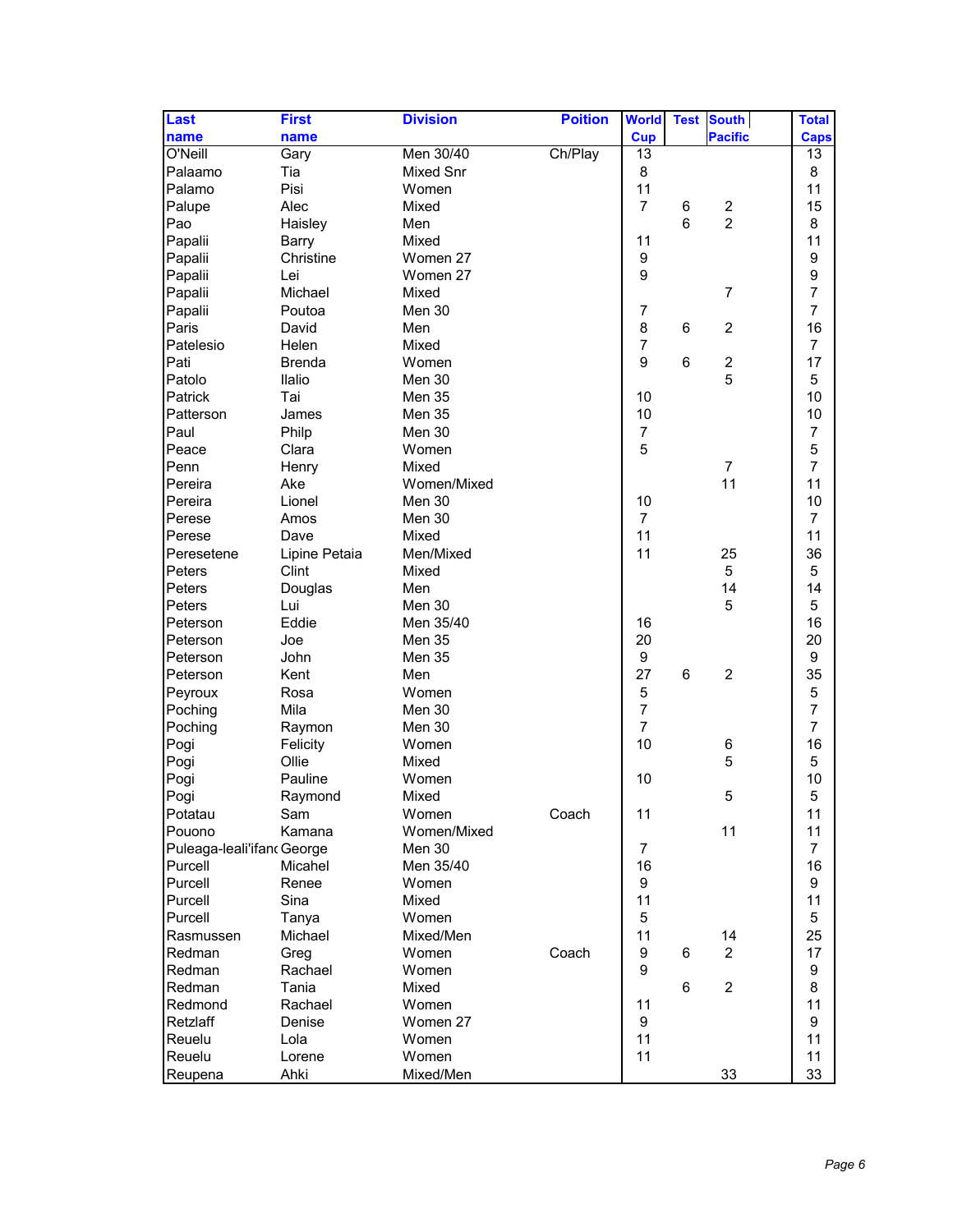| Last name | First name | Division | Poition | World Cup | Test | South Pacific | Total Caps |
|---|---|---|---|---|---|---|---|
| O'Neill | Gary | Men 30/40 | Ch/Play | 13 | | | 13 |
| Palaamo | Tia | Mixed Snr | | 8 | | | 8 |
| Palamo | Pisi | Women | | 11 | | | 11 |
| Palupe | Alec | Mixed | | 7 | 6 | 2 | 15 |
| Pao | Haisley | Men | | | 6 | 2 | 8 |
| Papalii | Barry | Mixed | | 11 | | | 11 |
| Papalii | Christine | Women 27 | | 9 | | | 9 |
| Papalii | Lei | Women 27 | | 9 | | | 9 |
| Papalii | Michael | Mixed | | | | 7 | 7 |
| Papalii | Poutoa | Men 30 | | 7 | | | 7 |
| Paris | David | Men | | 8 | 6 | 2 | 16 |
| Patelesio | Helen | Mixed | | 7 | | | 7 |
| Pati | Brenda | Women | | 9 | 6 | 2 | 17 |
| Patolo | Ilalio | Men 30 | | | | 5 | 5 |
| Patrick | Tai | Men 35 | | 10 | | | 10 |
| Patterson | James | Men 35 | | 10 | | | 10 |
| Paul | Philp | Men 30 | | 7 | | | 7 |
| Peace | Clara | Women | | 5 | | | 5 |
| Penn | Henry | Mixed | | | | 7 | 7 |
| Pereira | Ake | Women/Mixed | | | | 11 | 11 |
| Pereira | Lionel | Men 30 | | 10 | | | 10 |
| Perese | Amos | Men 30 | | 7 | | | 7 |
| Perese | Dave | Mixed | | 11 | | | 11 |
| Peresetene | Lipine Petaia | Men/Mixed | | 11 | | 25 | 36 |
| Peters | Clint | Mixed | | | | 5 | 5 |
| Peters | Douglas | Men | | | | 14 | 14 |
| Peters | Lui | Men 30 | | | | 5 | 5 |
| Peterson | Eddie | Men 35/40 | | 16 | | | 16 |
| Peterson | Joe | Men 35 | | 20 | | | 20 |
| Peterson | John | Men 35 | | 9 | | | 9 |
| Peterson | Kent | Men | | 27 | 6 | 2 | 35 |
| Peyroux | Rosa | Women | | 5 | | | 5 |
| Poching | Mila | Men 30 | | 7 | | | 7 |
| Poching | Raymon | Men 30 | | 7 | | | 7 |
| Pogi | Felicity | Women | | 10 | | 6 | 16 |
| Pogi | Ollie | Mixed | | | | 5 | 5 |
| Pogi | Pauline | Women | | 10 | | | 10 |
| Pogi | Raymond | Mixed | | | | 5 | 5 |
| Potatau | Sam | Women | Coach | 11 | | | 11 |
| Pouono | Kamana | Women/Mixed | | | | 11 | 11 |
| Puleaga-leali'ifano | George | Men 30 | | 7 | | | 7 |
| Purcell | Micahel | Men 35/40 | | 16 | | | 16 |
| Purcell | Renee | Women | | 9 | | | 9 |
| Purcell | Sina | Mixed | | 11 | | | 11 |
| Purcell | Tanya | Women | | 5 | | | 5 |
| Rasmussen | Michael | Mixed/Men | | 11 | | 14 | 25 |
| Redman | Greg | Women | Coach | 9 | 6 | 2 | 17 |
| Redman | Rachael | Women | | 9 | | | 9 |
| Redman | Tania | Mixed | | | 6 | 2 | 8 |
| Redmond | Rachael | Women | | 11 | | | 11 |
| Retzlaff | Denise | Women 27 | | 9 | | | 9 |
| Reuelu | Lola | Women | | 11 | | | 11 |
| Reuelu | Lorene | Women | | 11 | | | 11 |
| Reupena | Ahki | Mixed/Men | | | | 33 | 33 |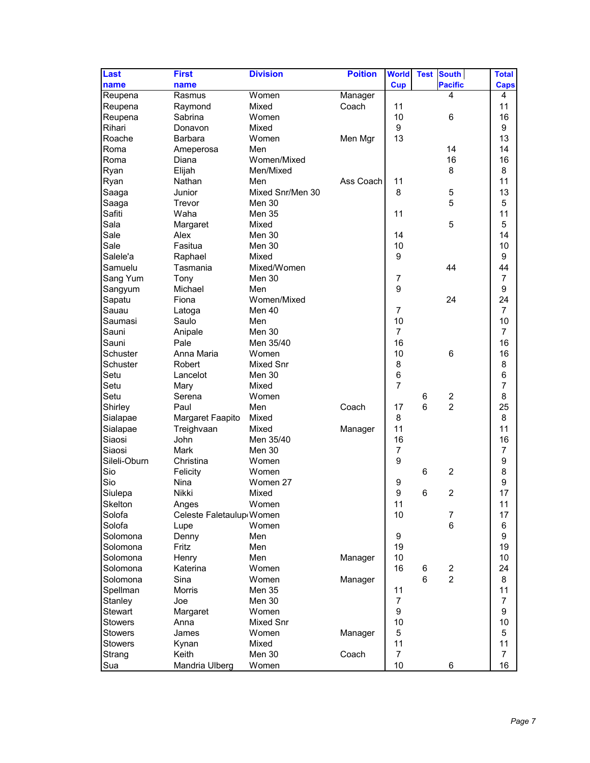| Last name | First name | Division | Poition | World Cup | Test | South Pacific | | Total Caps |
|---|---|---|---|---|---|---|---|---|
| Reupena | Rasmus | Women | Manager | | | 4 | | 4 |
| Reupena | Raymond | Mixed | Coach | 11 | | | | 11 |
| Reupena | Sabrina | Women | | 10 | | 6 | | 16 |
| Rihari | Donavon | Mixed | | 9 | | | | 9 |
| Roache | Barbara | Women | Men Mgr | 13 | | | | 13 |
| Roma | Ameperosa | Men | | | | 14 | | 14 |
| Roma | Diana | Women/Mixed | | | | 16 | | 16 |
| Ryan | Elijah | Men/Mixed | | | | 8 | | 8 |
| Ryan | Nathan | Men | Ass Coach | 11 | | | | 11 |
| Saaga | Junior | Mixed Snr/Men 30 | | 8 | | 5 | | 13 |
| Saaga | Trevor | Men 30 | | | | 5 | | 5 |
| Safiti | Waha | Men 35 | | 11 | | | | 11 |
| Sala | Margaret | Mixed | | | | 5 | | 5 |
| Sale | Alex | Men 30 | | 14 | | | | 14 |
| Sale | Fasitua | Men 30 | | 10 | | | | 10 |
| Salele'a | Raphael | Mixed | | 9 | | | | 9 |
| Samuelu | Tasmania | Mixed/Women | | | | 44 | | 44 |
| Sang Yum | Tony | Men 30 | | 7 | | | | 7 |
| Sangyum | Michael | Men | | 9 | | | | 9 |
| Sapatu | Fiona | Women/Mixed | | | | 24 | | 24 |
| Sauau | Latoga | Men 40 | | 7 | | | | 7 |
| Saumasi | Saulo | Men | | 10 | | | | 10 |
| Sauni | Anipale | Men 30 | | 7 | | | | 7 |
| Sauni | Pale | Men 35/40 | | 16 | | | | 16 |
| Schuster | Anna Maria | Women | | 10 | | 6 | | 16 |
| Schuster | Robert | Mixed Snr | | 8 | | | | 8 |
| Setu | Lancelot | Men 30 | | 6 | | | | 6 |
| Setu | Mary | Mixed | | 7 | | | | 7 |
| Setu | Serena | Women | | | 6 | 2 | | 8 |
| Shirley | Paul | Men | Coach | 17 | 6 | 2 | | 25 |
| Sialapae | Margaret Faapito | Mixed | | 8 | | | | 8 |
| Sialapae | Treighvaan | Mixed | Manager | 11 | | | | 11 |
| Siaosi | John | Men 35/40 | | 16 | | | | 16 |
| Siaosi | Mark | Men 30 | | 7 | | | | 7 |
| Sileli-Oburn | Christina | Women | | 9 | | | | 9 |
| Sio | Felicity | Women | | | 6 | 2 | | 8 |
| Sio | Nina | Women 27 | | 9 | | | | 9 |
| Siulepa | Nikki | Mixed | | 9 | 6 | 2 | | 17 |
| Skelton | Anges | Women | | 11 | | | | 11 |
| Solofa | Celeste Faletaulup | Women | | 10 | | 7 | | 17 |
| Solofa | Lupe | Women | | | | 6 | | 6 |
| Solomona | Denny | Men | | 9 | | | | 9 |
| Solomona | Fritz | Men | | 19 | | | | 19 |
| Solomona | Henry | Men | Manager | 10 | | | | 10 |
| Solomona | Katerina | Women | | 16 | 6 | 2 | | 24 |
| Solomona | Sina | Women | Manager | | 6 | 2 | | 8 |
| Spellman | Morris | Men 35 | | 11 | | | | 11 |
| Stanley | Joe | Men 30 | | 7 | | | | 7 |
| Stewart | Margaret | Women | | 9 | | | | 9 |
| Stowers | Anna | Mixed Snr | | 10 | | | | 10 |
| Stowers | James | Women | Manager | 5 | | | | 5 |
| Stowers | Kynan | Mixed | | 11 | | | | 11 |
| Strang | Keith | Men 30 | Coach | 7 | | | | 7 |
| Sua | Mandria Ulberg | Women | | 10 | | 6 | | 16 |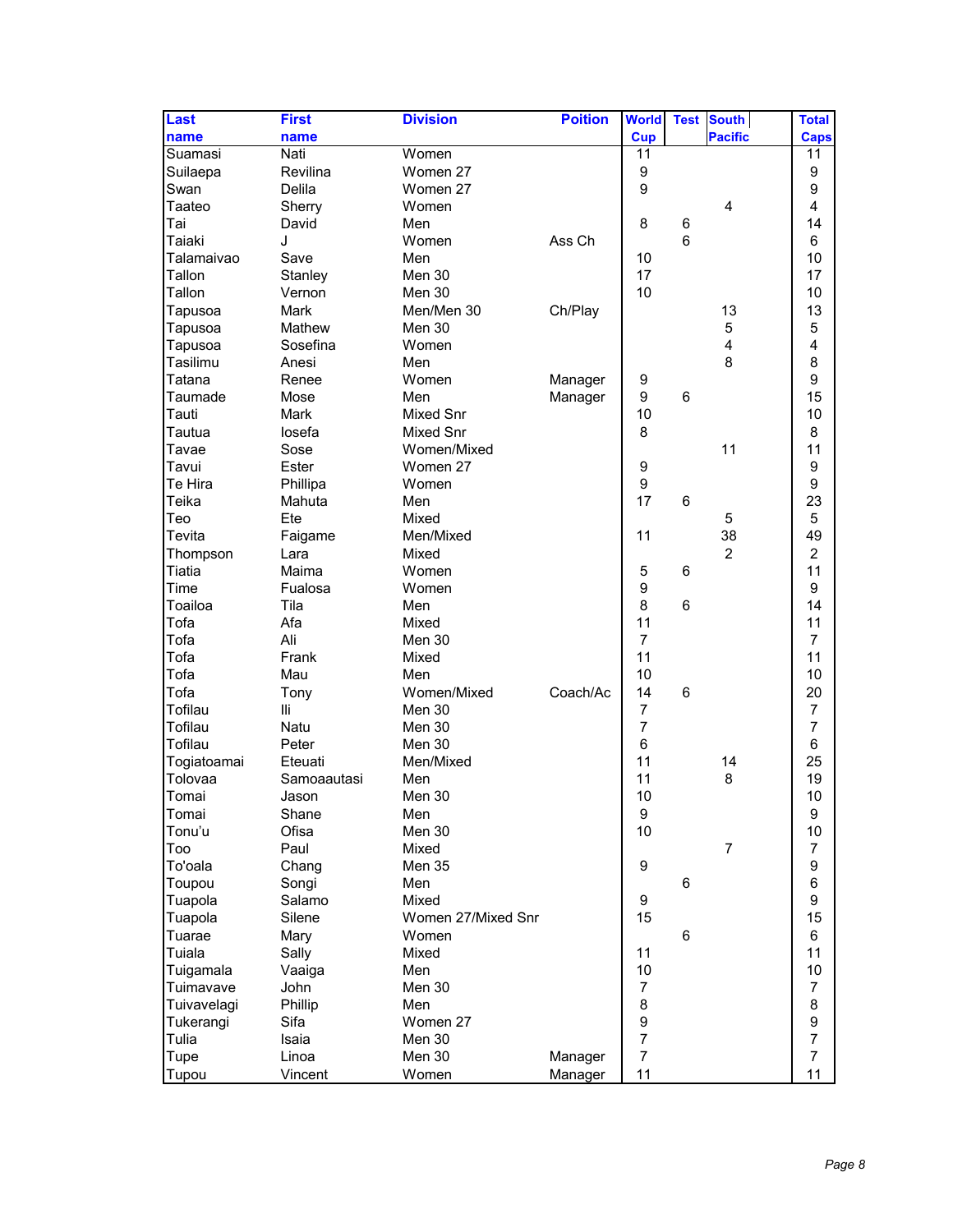| Last name | First name | Division | Poition | World Cup | Test | South Pacific | Total Caps |
|---|---|---|---|---|---|---|---|
| Suamasi | Nati | Women | | 11 | | | 11 |
| Suilaepa | Revilina | Women 27 | | 9 | | | 9 |
| Swan | Delila | Women 27 | | 9 | | | 9 |
| Taateo | Sherry | Women | | | | 4 | 4 |
| Tai | David | Men | | 8 | 6 | | 14 |
| Taiaki | J | Women | Ass Ch | | 6 | | 6 |
| Talamaivao | Save | Men | | 10 | | | 10 |
| Tallon | Stanley | Men 30 | | 17 | | | 17 |
| Tallon | Vernon | Men 30 | | 10 | | | 10 |
| Tapusoa | Mark | Men/Men 30 | Ch/Play | | | 13 | 13 |
| Tapusoa | Mathew | Men 30 | | | | 5 | 5 |
| Tapusoa | Sosefina | Women | | | | 4 | 4 |
| Tasilimu | Anesi | Men | | | | 8 | 8 |
| Tatana | Renee | Women | Manager | 9 | | | 9 |
| Taumade | Mose | Men | Manager | 9 | 6 | | 15 |
| Tauti | Mark | Mixed Snr | | 10 | | | 10 |
| Tautua | Iosefa | Mixed Snr | | 8 | | | 8 |
| Tavae | Sose | Women/Mixed | | | | 11 | 11 |
| Tavui | Ester | Women 27 | | 9 | | | 9 |
| Te Hira | Phillipa | Women | | 9 | | | 9 |
| Teika | Mahuta | Men | | 17 | 6 | | 23 |
| Teo | Ete | Mixed | | | | 5 | 5 |
| Tevita | Faigame | Men/Mixed | | 11 | | 38 | 49 |
| Thompson | Lara | Mixed | | | | 2 | 2 |
| Tiatia | Maima | Women | | 5 | 6 | | 11 |
| Time | Fualosa | Women | | 9 | | | 9 |
| Toailoa | Tila | Men | | 8 | 6 | | 14 |
| Tofa | Afa | Mixed | | 11 | | | 11 |
| Tofa | Ali | Men 30 | | 7 | | | 7 |
| Tofa | Frank | Mixed | | 11 | | | 11 |
| Tofa | Mau | Men | | 10 | | | 10 |
| Tofa | Tony | Women/Mixed | Coach/Ac | 14 | 6 | | 20 |
| Tofilau | Ili | Men 30 | | 7 | | | 7 |
| Tofilau | Natu | Men 30 | | 7 | | | 7 |
| Tofilau | Peter | Men 30 | | 6 | | | 6 |
| Togiatoamai | Eteuati | Men/Mixed | | 11 | | 14 | 25 |
| Tolovaa | Samoaautasi | Men | | 11 | | 8 | 19 |
| Tomai | Jason | Men 30 | | 10 | | | 10 |
| Tomai | Shane | Men | | 9 | | | 9 |
| Tonu'u | Ofisa | Men 30 | | 10 | | | 10 |
| Too | Paul | Mixed | | | | 7 | 7 |
| To'oala | Chang | Men 35 | | 9 | | | 9 |
| Toupou | Songi | Men | | | 6 | | 6 |
| Tuapola | Salamo | Mixed | | 9 | | | 9 |
| Tuapola | Silene | Women 27/Mixed Snr | | 15 | | | 15 |
| Tuarae | Mary | Women | | | 6 | | 6 |
| Tuiala | Sally | Mixed | | 11 | | | 11 |
| Tuigamala | Vaaiga | Men | | 10 | | | 10 |
| Tuimavave | John | Men 30 | | 7 | | | 7 |
| Tuivavelagi | Phillip | Men | | 8 | | | 8 |
| Tukerangi | Sifa | Women 27 | | 9 | | | 9 |
| Tulia | Isaia | Men 30 | | 7 | | | 7 |
| Tupe | Linoa | Men 30 | Manager | 7 | | | 7 |
| Tupou | Vincent | Women | Manager | 11 | | | 11 |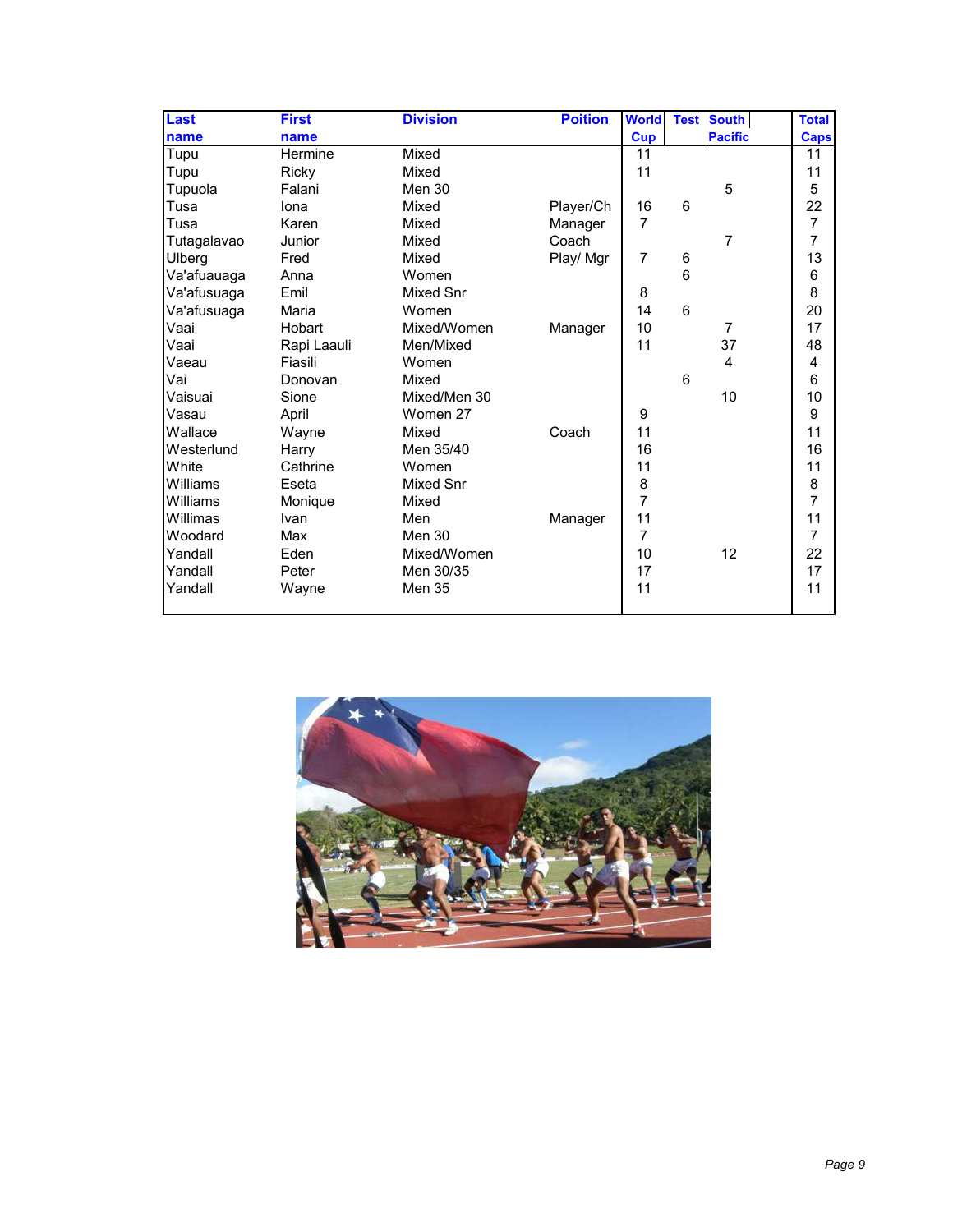| Last name | First name | Division | Poition | World Cup | Test | South Pacific | Total Caps |
|---|---|---|---|---|---|---|---|
| Tupu | Hermine | Mixed | | 11 | | | 11 |
| Tupu | Ricky | Mixed | | 11 | | | 11 |
| Tupuola | Falani | Men 30 | | | | 5 | 5 |
| Tusa | Iona | Mixed | Player/Ch | 16 | 6 | | 22 |
| Tusa | Karen | Mixed | Manager | 7 | | | 7 |
| Tutagalavao | Junior | Mixed | Coach | | | 7 | 7 |
| Ulberg | Fred | Mixed | Play/ Mgr | 7 | 6 | | 13 |
| Va'afuauaga | Anna | Women | | | 6 | | 6 |
| Va'afusuaga | Emil | Mixed Snr | | 8 | | | 8 |
| Va'afusuaga | Maria | Women | | 14 | 6 | | 20 |
| Vaai | Hobart | Mixed/Women | Manager | 10 | | 7 | 17 |
| Vaai | Rapi Laauli | Men/Mixed | | 11 | | 37 | 48 |
| Vaeau | Fiasili | Women | | | | 4 | 4 |
| Vai | Donovan | Mixed | | | 6 | | 6 |
| Vaisuai | Sione | Mixed/Men 30 | | | | 10 | 10 |
| Vasau | April | Women 27 | | 9 | | | 9 |
| Wallace | Wayne | Mixed | Coach | 11 | | | 11 |
| Westerlund | Harry | Men 35/40 | | 16 | | | 16 |
| White | Cathrine | Women | | 11 | | | 11 |
| Williams | Eseta | Mixed Snr | | 8 | | | 8 |
| Williams | Monique | Mixed | | 7 | | | 7 |
| Willimas | Ivan | Men | Manager | 11 | | | 11 |
| Woodard | Max | Men 30 | | 7 | | | 7 |
| Yandall | Eden | Mixed/Women | | 10 | | 12 | 22 |
| Yandall | Peter | Men 30/35 | | 17 | | | 17 |
| Yandall | Wayne | Men 35 | | 11 | | | 11 |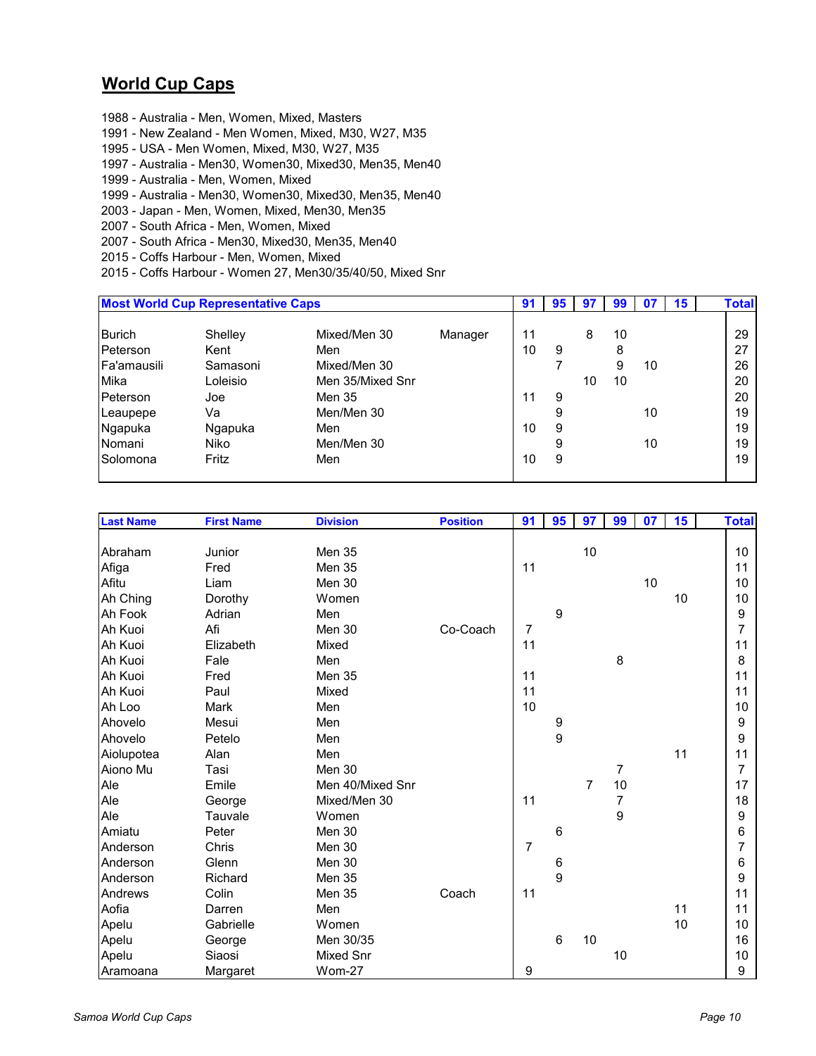## World Cup Caps

1988 - Australia - Men, Women, Mixed, Masters
1991 - New Zealand - Men Women, Mixed, M30, W27, M35
1995 - USA - Men Women, Mixed, M30, W27, M35
1997 - Australia - Men30, Women30, Mixed30, Men35, Men40
1999 - Australia - Men, Women, Mixed
1999 - Australia - Men30, Women30, Mixed30, Men35, Men40
2003 - Japan - Men, Women, Mixed, Men30, Men35
2007 - South Africa - Men, Women, Mixed
2007 - South Africa - Men30, Mixed30, Men35, Men40
2015 - Coffs Harbour - Men, Women, Mixed
2015 - Coffs Harbour - Women 27, Men30/35/40/50, Mixed Snr

| Most World Cup Representative Caps | | | | 91 | 95 | 97 | 99 | 07 | 15 | Total |
|---|---|---|---|---|---|---|---|---|---|---|
| Burich | Shelley | Mixed/Men 30 | Manager | 11 | | 8 | 10 | | | 29 |
| Peterson | Kent | Men | | 10 | 9 | | 8 | | | 27 |
| Fa'amausili | Samasoni | Mixed/Men 30 | | | 7 | | 9 | 10 | | 26 |
| Mika | Loleisio | Men 35/Mixed Snr | | | | 10 | 10 | | | 20 |
| Peterson | Joe | Men 35 | | 11 | 9 | | | | | 20 |
| Leaupepe | Va | Men/Men 30 | | | 9 | | | 10 | | 19 |
| Ngapuka | Ngapuka | Men | | 10 | 9 | | | | | 19 |
| Nomani | Niko | Men/Men 30 | | | 9 | | | 10 | | 19 |
| Solomona | Fritz | Men | | 10 | 9 | | | | | 19 |

| Last Name | First Name | Division | Position | 91 | 95 | 97 | 99 | 07 | 15 | Total |
|---|---|---|---|---|---|---|---|---|---|---|
| Abraham | Junior | Men 35 | | | | 10 | | | | 10 |
| Afiga | Fred | Men 35 | | 11 | | | | | | 11 |
| Afitu | Liam | Men 30 | | | | | | 10 | | 10 |
| Ah Ching | Dorothy | Women | | | | | | | 10 | 10 |
| Ah Fook | Adrian | Men | | | 9 | | | | | 9 |
| Ah Kuoi | Afi | Men 30 | Co-Coach | 7 | | | | | | 7 |
| Ah Kuoi | Elizabeth | Mixed | | 11 | | | | | | 11 |
| Ah Kuoi | Fale | Men | | | | | 8 | | | 8 |
| Ah Kuoi | Fred | Men 35 | | 11 | | | | | | 11 |
| Ah Kuoi | Paul | Mixed | | 11 | | | | | | 11 |
| Ah Loo | Mark | Men | | 10 | | | | | | 10 |
| Ahovelo | Mesui | Men | | | 9 | | | | | 9 |
| Ahovelo | Petelo | Men | | | 9 | | | | | 9 |
| Aiolupotea | Alan | Men | | | | | | | 11 | 11 |
| Aiono Mu | Tasi | Men 30 | | | | | 7 | | | 7 |
| Ale | Emile | Men 40/Mixed Snr | | | | 7 | 10 | | | 17 |
| Ale | George | Mixed/Men 30 | | 11 | | | 7 | | | 18 |
| Ale | Tauvale | Women | | | | | 9 | | | 9 |
| Amiatu | Peter | Men 30 | | | 6 | | | | | 6 |
| Anderson | Chris | Men 30 | | 7 | | | | | | 7 |
| Anderson | Glenn | Men 30 | | | 6 | | | | | 6 |
| Anderson | Richard | Men 35 | | | 9 | | | | | 9 |
| Andrews | Colin | Men 35 | Coach | 11 | | | | | | 11 |
| Aofia | Darren | Men | | | | | | | 11 | 11 |
| Apelu | Gabrielle | Women | | | | | | | 10 | 10 |
| Apelu | George | Men 30/35 | | | 6 | 10 | | | | 16 |
| Apelu | Siaosi | Mixed Snr | | | | | 10 | | | 10 |
| Aramoana | Margaret | Wom-27 | | 9 | | | | | | 9 |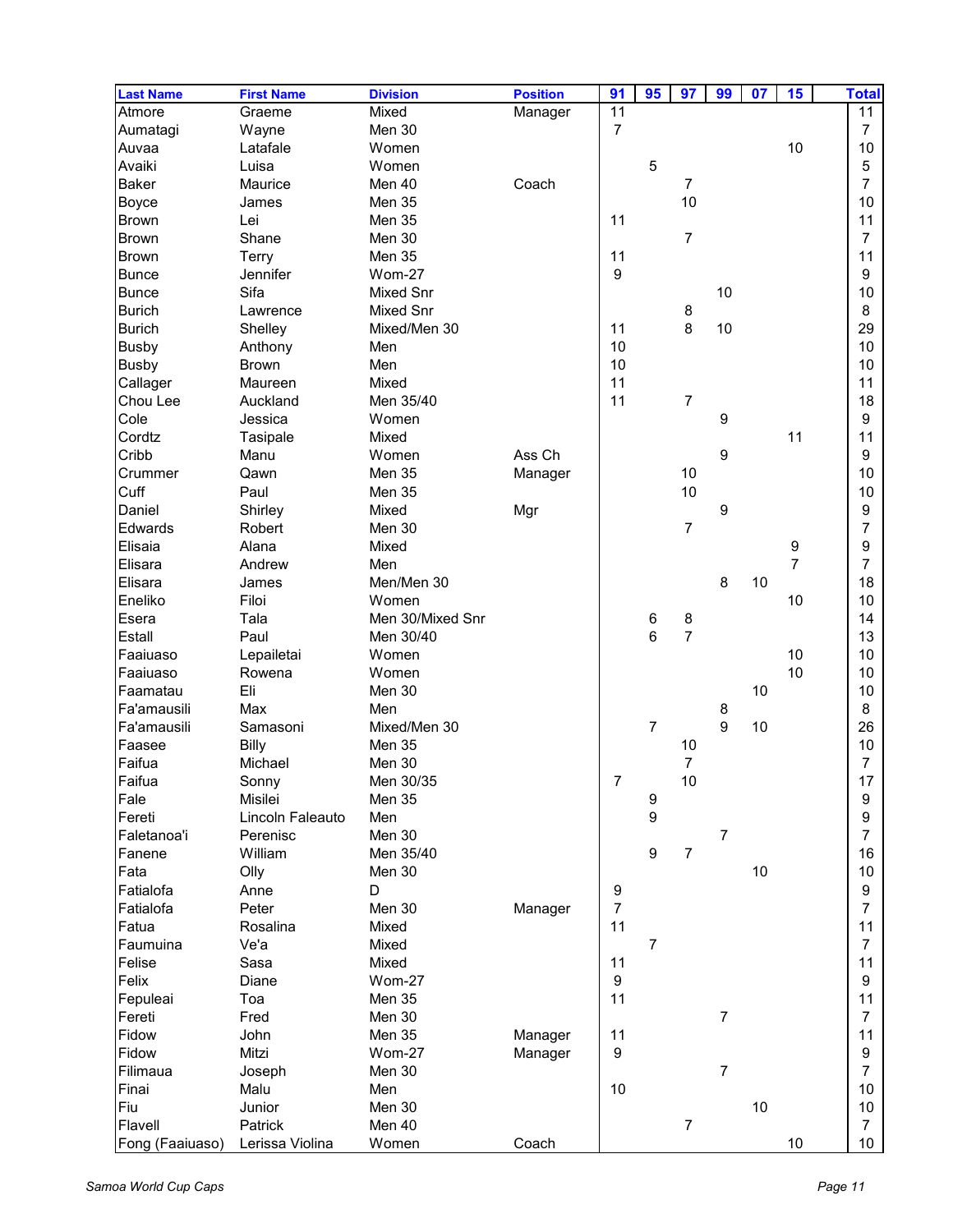| Last Name | First Name | Division | Position | 91 | 95 | 97 | 99 | 07 | 15 | Total |
|---|---|---|---|---|---|---|---|---|---|---|
| Atmore | Graeme | Mixed | Manager | 11 | | | | | | 11 |
| Aumatagi | Wayne | Men 30 | | 7 | | | | | | 7 |
| Auvaa | Latafale | Women | | | | | | | 10 | 10 |
| Avaiki | Luisa | Women | | | 5 | | | | | 5 |
| Baker | Maurice | Men 40 | Coach | | | 7 | | | | 7 |
| Boyce | James | Men 35 | | | | 10 | | | | 10 |
| Brown | Lei | Men 35 | | 11 | | | | | | 11 |
| Brown | Shane | Men 30 | | | | 7 | | | | 7 |
| Brown | Terry | Men 35 | | 11 | | | | | | 11 |
| Bunce | Jennifer | Wom-27 | | 9 | | | | | | 9 |
| Bunce | Sifa | Mixed Snr | | | | | 10 | | | 10 |
| Burich | Lawrence | Mixed Snr | | | | 8 | | | | 8 |
| Burich | Shelley | Mixed/Men 30 | | 11 | | 8 | 10 | | | 29 |
| Busby | Anthony | Men | | 10 | | | | | | 10 |
| Busby | Brown | Men | | 10 | | | | | | 10 |
| Callager | Maureen | Mixed | | 11 | | | | | | 11 |
| Chou Lee | Auckland | Men 35/40 | | 11 | | 7 | | | | 18 |
| Cole | Jessica | Women | | | | | 9 | | | 9 |
| Cordtz | Tasipale | Mixed | | | | | | | 11 | 11 |
| Cribb | Manu | Women | Ass Ch | | | | 9 | | | 9 |
| Crummer | Qawn | Men 35 | Manager | | | 10 | | | | 10 |
| Cuff | Paul | Men 35 | | | | 10 | | | | 10 |
| Daniel | Shirley | Mixed | Mgr | | | | 9 | | | 9 |
| Edwards | Robert | Men 30 | | | | 7 | | | | 7 |
| Elisaia | Alana | Mixed | | | | | | | 9 | 9 |
| Elisara | Andrew | Men | | | | | | | 7 | 7 |
| Elisara | James | Men/Men 30 | | | | | 8 | 10 | | 18 |
| Eneliko | Filoi | Women | | | | | | | 10 | 10 |
| Esera | Tala | Men 30/Mixed Snr | | | 6 | 8 | | | | 14 |
| Estall | Paul | Men 30/40 | | | 6 | 7 | | | | 13 |
| Faaiuaso | Lepailetai | Women | | | | | | | 10 | 10 |
| Faaiuaso | Rowena | Women | | | | | | | 10 | 10 |
| Faamatau | Eli | Men 30 | | | | | | 10 | | 10 |
| Fa'amausili | Max | Men | | | | | 8 | | | 8 |
| Fa'amausili | Samasoni | Mixed/Men 30 | | | 7 | | 9 | 10 | | 26 |
| Faasee | Billy | Men 35 | | | | 10 | | | | 10 |
| Faifua | Michael | Men 30 | | | | 7 | | | | 7 |
| Faifua | Sonny | Men 30/35 | | 7 | | 10 | | | | 17 |
| Fale | Misilei | Men 35 | | | 9 | | | | | 9 |
| Fereti | Lincoln Faleauto | Men | | | 9 | | | | | 9 |
| Faletanoa'i | Perenisc | Men 30 | | | | | 7 | | | 7 |
| Fanene | William | Men 35/40 | | | 9 | 7 | | | | 16 |
| Fata | Olly | Men 30 | | | | | | 10 | | 10 |
| Fatialofa | Anne | D | | 9 | | | | | | 9 |
| Fatialofa | Peter | Men 30 | Manager | 7 | | | | | | 7 |
| Fatua | Rosalina | Mixed | | 11 | | | | | | 11 |
| Faumuina | Ve'a | Mixed | | | 7 | | | | | 7 |
| Felise | Sasa | Mixed | | 11 | | | | | | 11 |
| Felix | Diane | Wom-27 | | 9 | | | | | | 9 |
| Fepuleai | Toa | Men 35 | | 11 | | | | | | 11 |
| Fereti | Fred | Men 30 | | | | | 7 | | | 7 |
| Fidow | John | Men 35 | Manager | 11 | | | | | | 11 |
| Fidow | Mitzi | Wom-27 | Manager | 9 | | | | | | 9 |
| Filimaua | Joseph | Men 30 | | | | | 7 | | | 7 |
| Finai | Malu | Men | | 10 | | | | | | 10 |
| Fiu | Junior | Men 30 | | | | | | 10 | | 10 |
| Flavell | Patrick | Men 40 | | | | 7 | | | | 7 |
| Fong (Faaiuaso) | Lerissa Violina | Women | Coach | | | | | | 10 | 10 |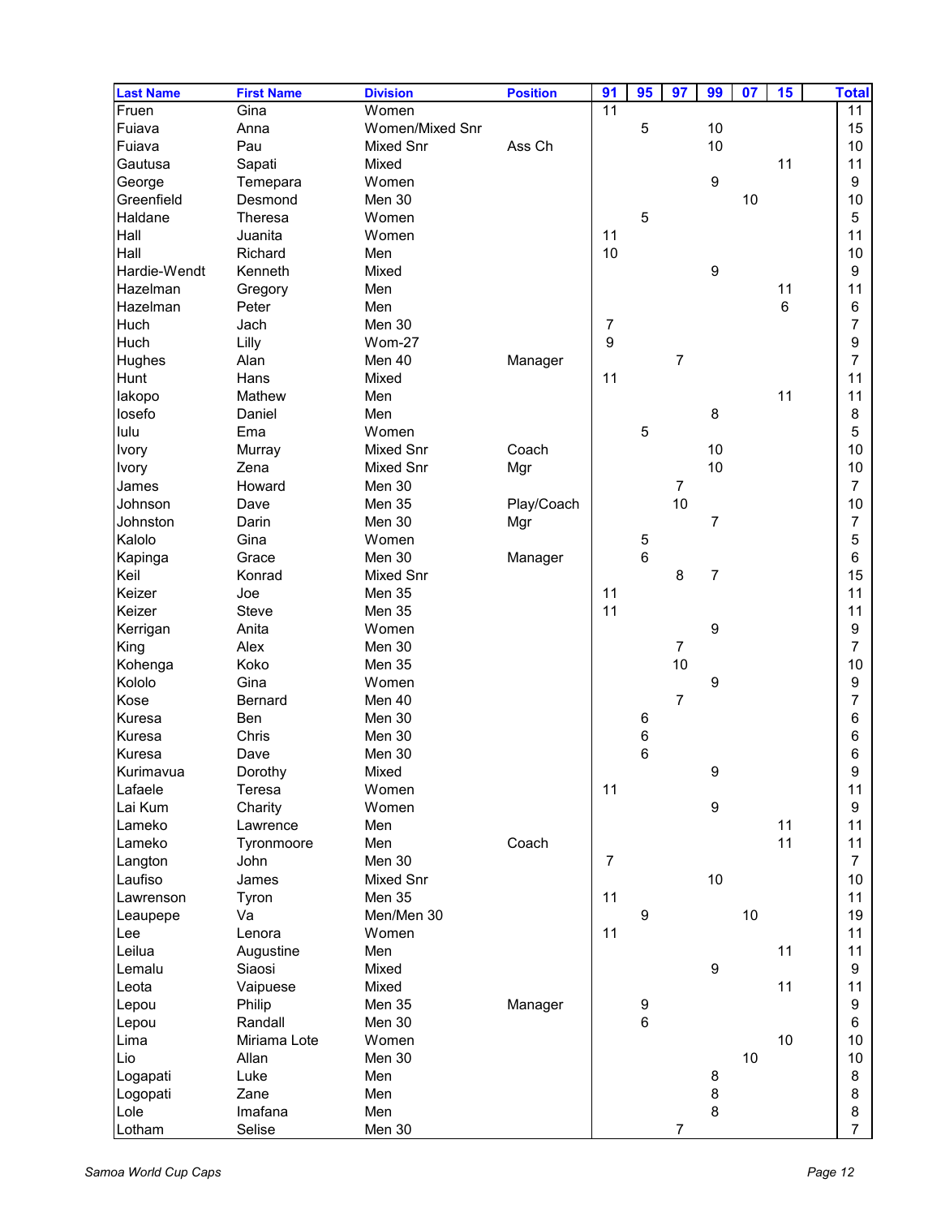| Last Name | First Name | Division | Position | 91 | 95 | 97 | 99 | 07 | 15 | Total |
|---|---|---|---|---|---|---|---|---|---|---|
| Fruen | Gina | Women | | 11 | | | | | | 11 |
| Fuiava | Anna | Women/Mixed Snr | | | 5 | | 10 | | | 15 |
| Fuiava | Pau | Mixed Snr | Ass Ch | | | | 10 | | | 10 |
| Gautusa | Sapati | Mixed | | | | | | | 11 | 11 |
| George | Temepara | Women | | | | | 9 | | | 9 |
| Greenfield | Desmond | Men 30 | | | | | | 10 | | 10 |
| Haldane | Theresa | Women | | | 5 | | | | | 5 |
| Hall | Juanita | Women | | 11 | | | | | | 11 |
| Hall | Richard | Men | | 10 | | | | | | 10 |
| Hardie-Wendt | Kenneth | Mixed | | | | | 9 | | | 9 |
| Hazelman | Gregory | Men | | | | | | | 11 | 11 |
| Hazelman | Peter | Men | | | | | | | 6 | 6 |
| Huch | Jach | Men 30 | | 7 | | | | | | 7 |
| Huch | Lilly | Wom-27 | | 9 | | | | | | 9 |
| Hughes | Alan | Men 40 | Manager | | | 7 | | | | 7 |
| Hunt | Hans | Mixed | | 11 | | | | | | 11 |
| Iakopo | Mathew | Men | | | | | | | 11 | 11 |
| Iosefo | Daniel | Men | | | | | 8 | | | 8 |
| Iulu | Ema | Women | | | 5 | | | | | 5 |
| Ivory | Murray | Mixed Snr | Coach | | | | 10 | | | 10 |
| Ivory | Zena | Mixed Snr | Mgr | | | | 10 | | | 10 |
| James | Howard | Men 30 | | | | 7 | | | | 7 |
| Johnson | Dave | Men 35 | Play/Coach | | | 10 | | | | 10 |
| Johnston | Darin | Men 30 | Mgr | | | | 7 | | | 7 |
| Kalolo | Gina | Women | | | 5 | | | | | 5 |
| Kapinga | Grace | Men 30 | Manager | | 6 | | | | | 6 |
| Keil | Konrad | Mixed Snr | | | | 8 | 7 | | | 15 |
| Keizer | Joe | Men 35 | | 11 | | | | | | 11 |
| Keizer | Steve | Men 35 | | 11 | | | | | | 11 |
| Kerrigan | Anita | Women | | | | | 9 | | | 9 |
| King | Alex | Men 30 | | | | 7 | | | | 7 |
| Kohenga | Koko | Men 35 | | | | 10 | | | | 10 |
| Kololo | Gina | Women | | | | | 9 | | | 9 |
| Kose | Bernard | Men 40 | | | | 7 | | | | 7 |
| Kuresa | Ben | Men 30 | | | 6 | | | | | 6 |
| Kuresa | Chris | Men 30 | | | 6 | | | | | 6 |
| Kuresa | Dave | Men 30 | | | 6 | | | | | 6 |
| Kurimavua | Dorothy | Mixed | | | | | 9 | | | 9 |
| Lafaele | Teresa | Women | | 11 | | | | | | 11 |
| Lai Kum | Charity | Women | | | | | 9 | | | 9 |
| Lameko | Lawrence | Men | | | | | | | 11 | 11 |
| Lameko | Tyronmoore | Men | Coach | | | | | | 11 | 11 |
| Langton | John | Men 30 | | 7 | | | | | | 7 |
| Laufiso | James | Mixed Snr | | | | | 10 | | | 10 |
| Lawrenson | Tyron | Men 35 | | 11 | | | | | | 11 |
| Leaupepe | Va | Men/Men 30 | | | 9 | | | 10 | | 19 |
| Lee | Lenora | Women | | 11 | | | | | | 11 |
| Leilua | Augustine | Men | | | | | | | 11 | 11 |
| Lemalu | Siaosi | Mixed | | | | | 9 | | | 9 |
| Leota | Vaipuese | Mixed | | | | | | | 11 | 11 |
| Lepou | Philip | Men 35 | Manager | | 9 | | | | | 9 |
| Lepou | Randall | Men 30 | | | 6 | | | | | 6 |
| Lima | Miriama Lote | Women | | | | | | | 10 | 10 |
| Lio | Allan | Men 30 | | | | | | 10 | | 10 |
| Logapati | Luke | Men | | | | | 8 | | | 8 |
| Logopati | Zane | Men | | | | | 8 | | | 8 |
| Lole | Imafana | Men | | | | | 8 | | | 8 |
| Lotham | Selise | Men 30 | | | | 7 | | | | 7 |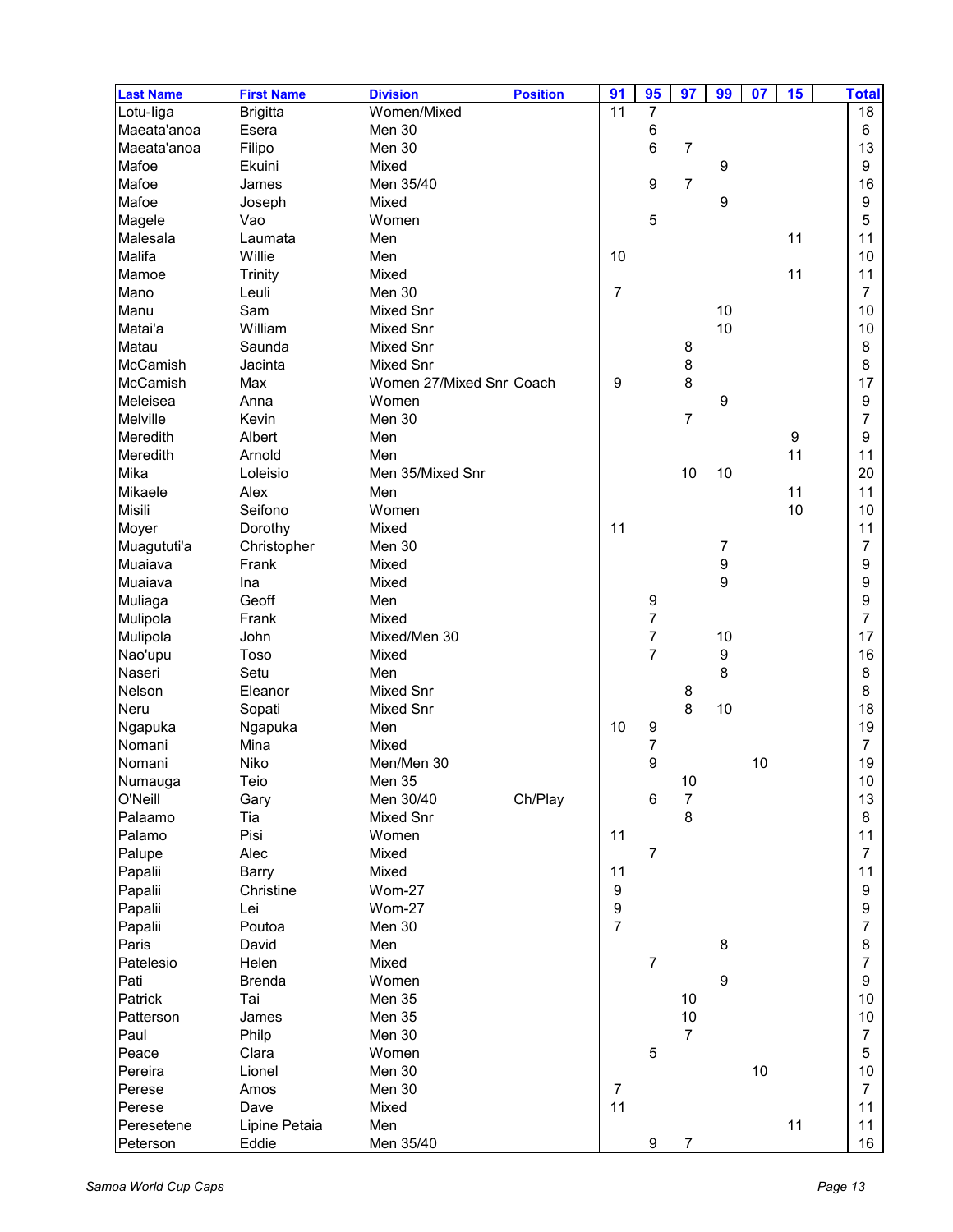| Last Name | First Name | Division | Position | 91 | 95 | 97 | 99 | 07 | 15 | Total |
|---|---|---|---|---|---|---|---|---|---|---|
| Lotu-liga | Brigitta | Women/Mixed | | 11 | 7 | | | | | 18 |
| Maeata'anoa | Esera | Men 30 | | | 6 | | | | | 6 |
| Maeata'anoa | Filipo | Men 30 | | | 6 | 7 | | | | 13 |
| Mafoe | Ekuini | Mixed | | | | | 9 | | | 9 |
| Mafoe | James | Men 35/40 | | | 9 | 7 | | | | 16 |
| Mafoe | Joseph | Mixed | | | | | 9 | | | 9 |
| Magele | Vao | Women | | | 5 | | | | | 5 |
| Malesala | Laumata | Men | | | | | | | 11 | 11 |
| Malifa | Willie | Men | | 10 | | | | | | 10 |
| Mamoe | Trinity | Mixed | | | | | | | 11 | 11 |
| Mano | Leuli | Men 30 | | 7 | | | | | | 7 |
| Manu | Sam | Mixed Snr | | | | | 10 | | | 10 |
| Matai'a | William | Mixed Snr | | | | | 10 | | | 10 |
| Matau | Saunda | Mixed Snr | | | | 8 | | | | 8 |
| McCamish | Jacinta | Mixed Snr | | | | 8 | | | | 8 |
| McCamish | Max | Women 27/Mixed Snr | Coach | 9 | | 8 | | | | 17 |
| Meleisea | Anna | Women | | | | | 9 | | | 9 |
| Melville | Kevin | Men 30 | | | | 7 | | | | 7 |
| Meredith | Albert | Men | | | | | | | 9 | 9 |
| Meredith | Arnold | Men | | | | | | | 11 | 11 |
| Mika | Loleisio | Men 35/Mixed Snr | | | | 10 | 10 | | | 20 |
| Mikaele | Alex | Men | | | | | | | 11 | 11 |
| Misili | Seifono | Women | | | | | | | 10 | 10 |
| Moyer | Dorothy | Mixed | | 11 | | | | | | 11 |
| Muagututi'a | Christopher | Men 30 | | | | | 7 | | | 7 |
| Muaiava | Frank | Mixed | | | | | 9 | | | 9 |
| Muaiava | Ina | Mixed | | | | | 9 | | | 9 |
| Muliaga | Geoff | Men | | | 9 | | | | | 9 |
| Mulipola | Frank | Mixed | | | 7 | | | | | 7 |
| Mulipola | John | Mixed/Men 30 | | | 7 | | 10 | | | 17 |
| Nao'upu | Toso | Mixed | | | 7 | | 9 | | | 16 |
| Naseri | Setu | Men | | | | | 8 | | | 8 |
| Nelson | Eleanor | Mixed Snr | | | | 8 | | | | 8 |
| Neru | Sopati | Mixed Snr | | | | 8 | 10 | | | 18 |
| Ngapuka | Ngapuka | Men | | 10 | 9 | | | | | 19 |
| Nomani | Mina | Mixed | | | 7 | | | | | 7 |
| Nomani | Niko | Men/Men 30 | | | 9 | | | 10 | | 19 |
| Numauga | Teio | Men 35 | | | | 10 | | | | 10 |
| O'Neill | Gary | Men 30/40 | Ch/Play | | 6 | 7 | | | | 13 |
| Palaamo | Tia | Mixed Snr | | | | 8 | | | | 8 |
| Palamo | Pisi | Women | | 11 | | | | | | 11 |
| Palupe | Alec | Mixed | | | 7 | | | | | 7 |
| Papalii | Barry | Mixed | | 11 | | | | | | 11 |
| Papalii | Christine | Wom-27 | | 9 | | | | | | 9 |
| Papalii | Lei | Wom-27 | | 9 | | | | | | 9 |
| Papalii | Poutoa | Men 30 | | 7 | | | | | | 7 |
| Paris | David | Men | | | | | 8 | | | 8 |
| Patelesio | Helen | Mixed | | | 7 | | | | | 7 |
| Pati | Brenda | Women | | | | | 9 | | | 9 |
| Patrick | Tai | Men 35 | | | | 10 | | | | 10 |
| Patterson | James | Men 35 | | | | 10 | | | | 10 |
| Paul | Philp | Men 30 | | | | 7 | | | | 7 |
| Peace | Clara | Women | | | 5 | | | | | 5 |
| Pereira | Lionel | Men 30 | | | | | | 10 | | 10 |
| Perese | Amos | Men 30 | | 7 | | | | | | 7 |
| Perese | Dave | Mixed | | 11 | | | | | | 11 |
| Peresetene | Lipine Petaia | Men | | | | | | | 11 | 11 |
| Peterson | Eddie | Men 35/40 | | | 9 | 7 | | | | 16 |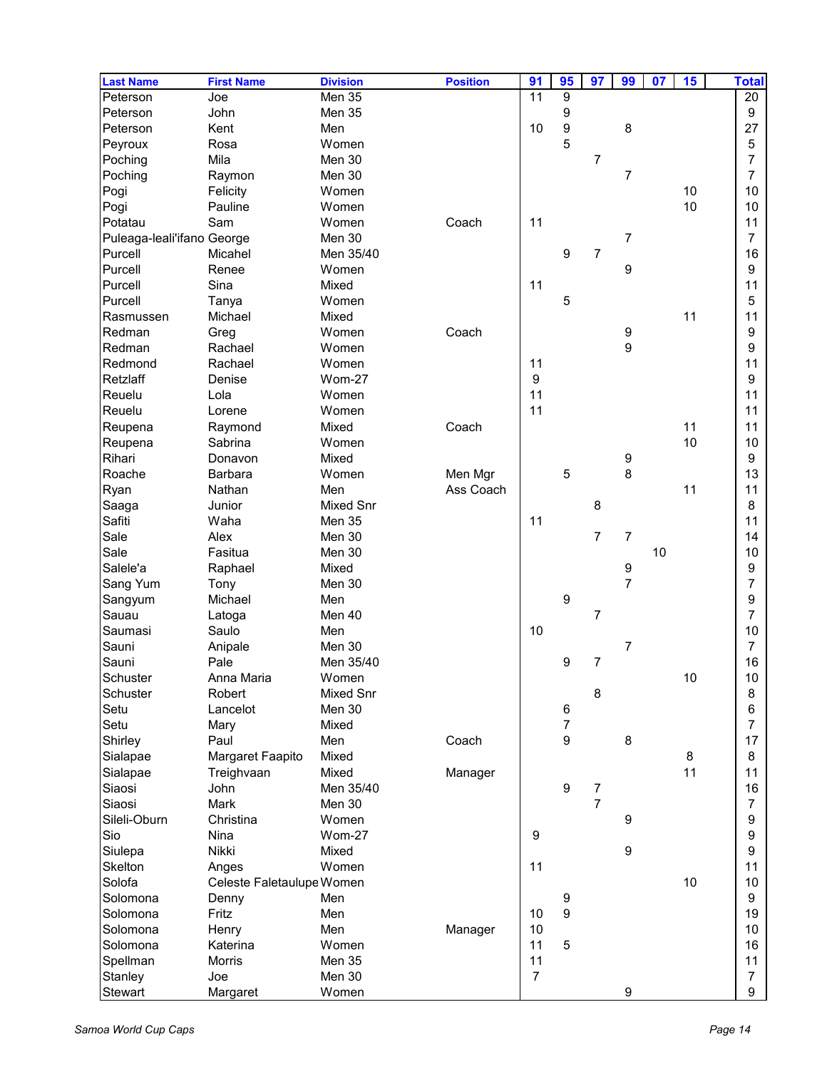| Last Name | First Name | Division | Position | 91 | 95 | 97 | 99 | 07 | 15 | Total |
|---|---|---|---|---|---|---|---|---|---|---|
| Peterson | Joe | Men 35 | | 11 | 9 | | | | | 20 |
| Peterson | John | Men 35 | | | 9 | | | | | 9 |
| Peterson | Kent | Men | | 10 | 9 | | 8 | | | 27 |
| Peyroux | Rosa | Women | | | 5 | | | | | 5 |
| Poching | Mila | Men 30 | | | | 7 | | | | 7 |
| Poching | Raymon | Men 30 | | | | | 7 | | | 7 |
| Pogi | Felicity | Women | | | | | | | 10 | 10 |
| Pogi | Pauline | Women | | | | | | | 10 | 10 |
| Potatau | Sam | Women | Coach | 11 | | | | | | 11 |
| Puleaga-leali'ifano | George | Men 30 | | | | | 7 | | | 7 |
| Purcell | Micahel | Men 35/40 | | | 9 | 7 | | | | 16 |
| Purcell | Renee | Women | | | | | 9 | | | 9 |
| Purcell | Sina | Mixed | | 11 | | | | | | 11 |
| Purcell | Tanya | Women | | | 5 | | | | | 5 |
| Rasmussen | Michael | Mixed | | | | | | | 11 | 11 |
| Redman | Greg | Women | Coach | | | | 9 | | | 9 |
| Redman | Rachael | Women | | | | | 9 | | | 9 |
| Redmond | Rachael | Women | | 11 | | | | | | 11 |
| Retzlaff | Denise | Wom-27 | | 9 | | | | | | 9 |
| Reuelu | Lola | Women | | 11 | | | | | | 11 |
| Reuelu | Lorene | Women | | 11 | | | | | | 11 |
| Reupena | Raymond | Mixed | Coach | | | | | | 11 | 11 |
| Reupena | Sabrina | Women | | | | | | | 10 | 10 |
| Rihari | Donavon | Mixed | | | | | 9 | | | 9 |
| Roache | Barbara | Women | Men Mgr | | 5 | | 8 | | | 13 |
| Ryan | Nathan | Men | Ass Coach | | | | | | 11 | 11 |
| Saaga | Junior | Mixed Snr | | | | 8 | | | | 8 |
| Safiti | Waha | Men 35 | | 11 | | | | | | 11 |
| Sale | Alex | Men 30 | | | | 7 | 7 | | | 14 |
| Sale | Fasitua | Men 30 | | | | | | 10 | | 10 |
| Salele'a | Raphael | Mixed | | | | | 9 | | | 9 |
| Sang Yum | Tony | Men 30 | | | | | 7 | | | 7 |
| Sangyum | Michael | Men | | | 9 | | | | | 9 |
| Sauau | Latoga | Men 40 | | | | 7 | | | | 7 |
| Saumasi | Saulo | Men | | 10 | | | | | | 10 |
| Sauni | Anipale | Men 30 | | | | | 7 | | | 7 |
| Sauni | Pale | Men 35/40 | | | 9 | 7 | | | | 16 |
| Schuster | Anna Maria | Women | | | | | | | 10 | 10 |
| Schuster | Robert | Mixed Snr | | | | 8 | | | | 8 |
| Setu | Lancelot | Men 30 | | | 6 | | | | | 6 |
| Setu | Mary | Mixed | | | 7 | | | | | 7 |
| Shirley | Paul | Men | Coach | | 9 | | 8 | | | 17 |
| Sialapae | Margaret Faapito | Mixed | | | | | | | 8 | 8 |
| Sialapae | Treighvaan | Mixed | Manager | | | | | | 11 | 11 |
| Siaosi | John | Men 35/40 | | | 9 | 7 | | | | 16 |
| Siaosi | Mark | Men 30 | | | | 7 | | | | 7 |
| Sileli-Oburn | Christina | Women | | | | | 9 | | | 9 |
| Sio | Nina | Wom-27 | | 9 | | | | | | 9 |
| Siulepa | Nikki | Mixed | | | | | 9 | | | 9 |
| Skelton | Anges | Women | | 11 | | | | | | 11 |
| Solofa | Celeste Faletaulupe | Women | | | | | | | 10 | 10 |
| Solomona | Denny | Men | | | 9 | | | | | 9 |
| Solomona | Fritz | Men | | 10 | 9 | | | | | 19 |
| Solomona | Henry | Men | Manager | 10 | | | | | | 10 |
| Solomona | Katerina | Women | | 11 | 5 | | | | | 16 |
| Spellman | Morris | Men 35 | | 11 | | | | | | 11 |
| Stanley | Joe | Men 30 | | 7 | | | | | | 7 |
| Stewart | Margaret | Women | | | | | 9 | | | 9 |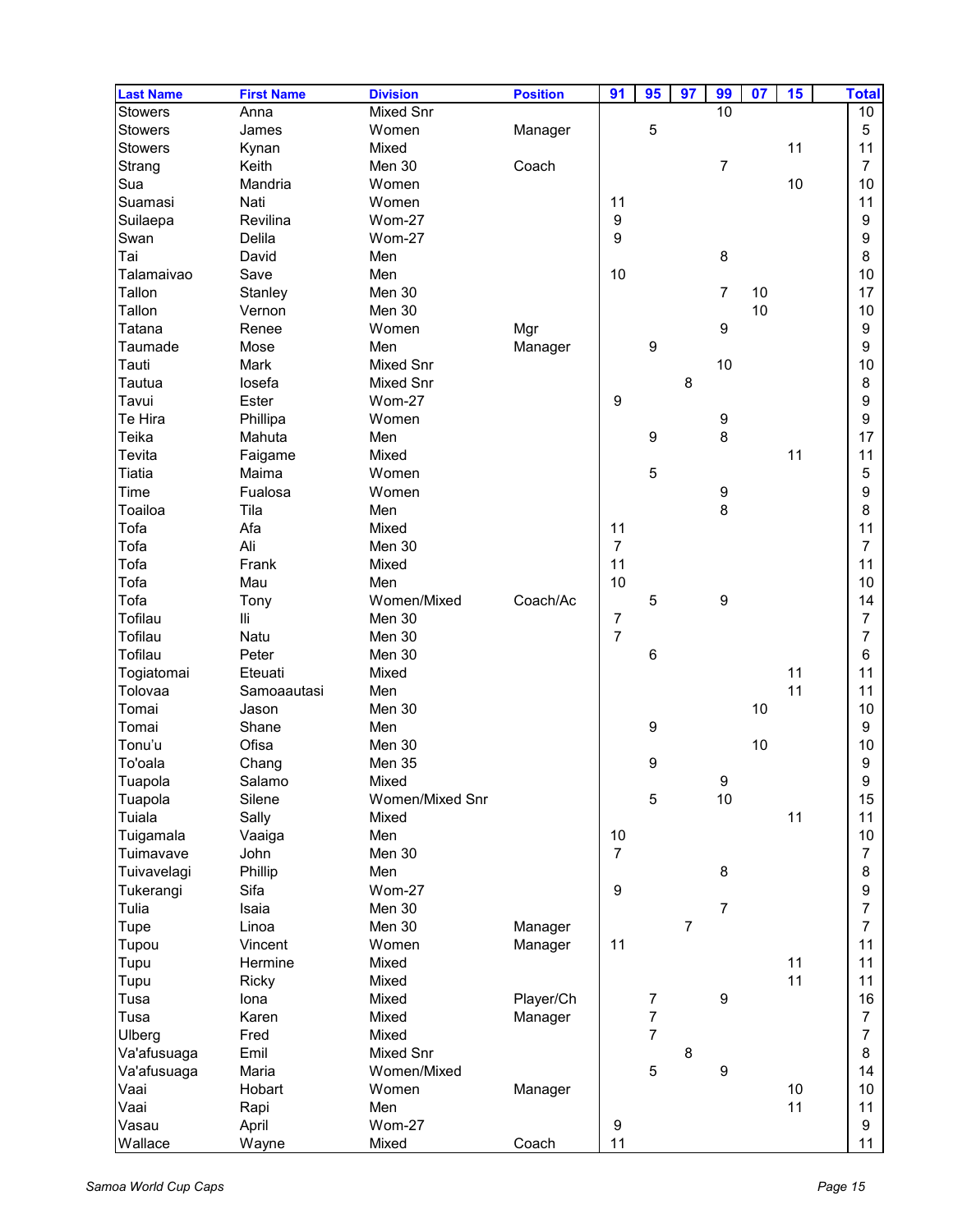| Last Name | First Name | Division | Position | 91 | 95 | 97 | 99 | 07 | 15 | Total |
|---|---|---|---|---|---|---|---|---|---|---|
| Stowers | Anna | Mixed Snr | | | | | 10 | | | 10 |
| Stowers | James | Women | Manager | | 5 | | | | | 5 |
| Stowers | Kynan | Mixed | | | | | | | 11 | 11 |
| Strang | Keith | Men 30 | Coach | | | | 7 | | | 7 |
| Sua | Mandria | Women | | | | | | | 10 | 10 |
| Suamasi | Nati | Women | | 11 | | | | | | 11 |
| Suilaepa | Revilina | Wom-27 | | 9 | | | | | | 9 |
| Swan | Delila | Wom-27 | | 9 | | | | | | 9 |
| Tai | David | Men | | | | | 8 | | | 8 |
| Talamaivao | Save | Men | | 10 | | | | | | 10 |
| Tallon | Stanley | Men 30 | | | | | 7 | 10 | | 17 |
| Tallon | Vernon | Men 30 | | | | | | 10 | | 10 |
| Tatana | Renee | Women | Mgr | | | | 9 | | | 9 |
| Taumade | Mose | Men | Manager | | 9 | | | | | 9 |
| Tauti | Mark | Mixed Snr | | | | | 10 | | | 10 |
| Tautua | Iosefa | Mixed Snr | | | | 8 | | | | 8 |
| Tavui | Ester | Wom-27 | | 9 | | | | | | 9 |
| Te Hira | Phillipa | Women | | | | | 9 | | | 9 |
| Teika | Mahuta | Men | | | 9 | | 8 | | | 17 |
| Tevita | Faigame | Mixed | | | | | | | 11 | 11 |
| Tiatia | Maima | Women | | | 5 | | | | | 5 |
| Time | Fualosa | Women | | | | | 9 | | | 9 |
| Toailoa | Tila | Men | | | | | 8 | | | 8 |
| Tofa | Afa | Mixed | | 11 | | | | | | 11 |
| Tofa | Ali | Men 30 | | 7 | | | | | | 7 |
| Tofa | Frank | Mixed | | 11 | | | | | | 11 |
| Tofa | Mau | Men | | 10 | | | | | | 10 |
| Tofa | Tony | Women/Mixed | Coach/Ac | | 5 | | 9 | | | 14 |
| Tofilau | Ili | Men 30 | | 7 | | | | | | 7 |
| Tofilau | Natu | Men 30 | | 7 | | | | | | 7 |
| Tofilau | Peter | Men 30 | | | 6 | | | | | 6 |
| Togiatomai | Eteuati | Mixed | | | | | | | 11 | 11 |
| Tolovaa | Samoaautasi | Men | | | | | | | 11 | 11 |
| Tomai | Jason | Men 30 | | | | | | 10 | | 10 |
| Tomai | Shane | Men | | | 9 | | | | | 9 |
| Tonu'u | Ofisa | Men 30 | | | | | | 10 | | 10 |
| To'oala | Chang | Men 35 | | | 9 | | | | | 9 |
| Tuapola | Salamo | Mixed | | | | | 9 | | | 9 |
| Tuapola | Silene | Women/Mixed Snr | | | 5 | | 10 | | | 15 |
| Tuiala | Sally | Mixed | | | | | | | 11 | 11 |
| Tuigamala | Vaaiga | Men | | 10 | | | | | | 10 |
| Tuimavave | John | Men 30 | | 7 | | | | | | 7 |
| Tuivavelagi | Phillip | Men | | | | | 8 | | | 8 |
| Tukerangi | Sifa | Wom-27 | | 9 | | | | | | 9 |
| Tulia | Isaia | Men 30 | | | | | 7 | | | 7 |
| Tupe | Linoa | Men 30 | Manager | | | 7 | | | | 7 |
| Tupou | Vincent | Women | Manager | 11 | | | | | | 11 |
| Tupu | Hermine | Mixed | | | | | | | 11 | 11 |
| Tupu | Ricky | Mixed | | | | | | | 11 | 11 |
| Tusa | Iona | Mixed | Player/Ch | | 7 | | 9 | | | 16 |
| Tusa | Karen | Mixed | Manager | | 7 | | | | | 7 |
| Ulberg | Fred | Mixed | | | 7 | | | | | 7 |
| Va'afusuaga | Emil | Mixed Snr | | | | 8 | | | | 8 |
| Va'afusuaga | Maria | Women/Mixed | | | 5 | | 9 | | | 14 |
| Vaai | Hobart | Women | Manager | | | | | | 10 | 10 |
| Vaai | Rapi | Men | | | | | | | 11 | 11 |
| Vasau | April | Wom-27 | | 9 | | | | | | 9 |
| Wallace | Wayne | Mixed | Coach | 11 | | | | | | 11 |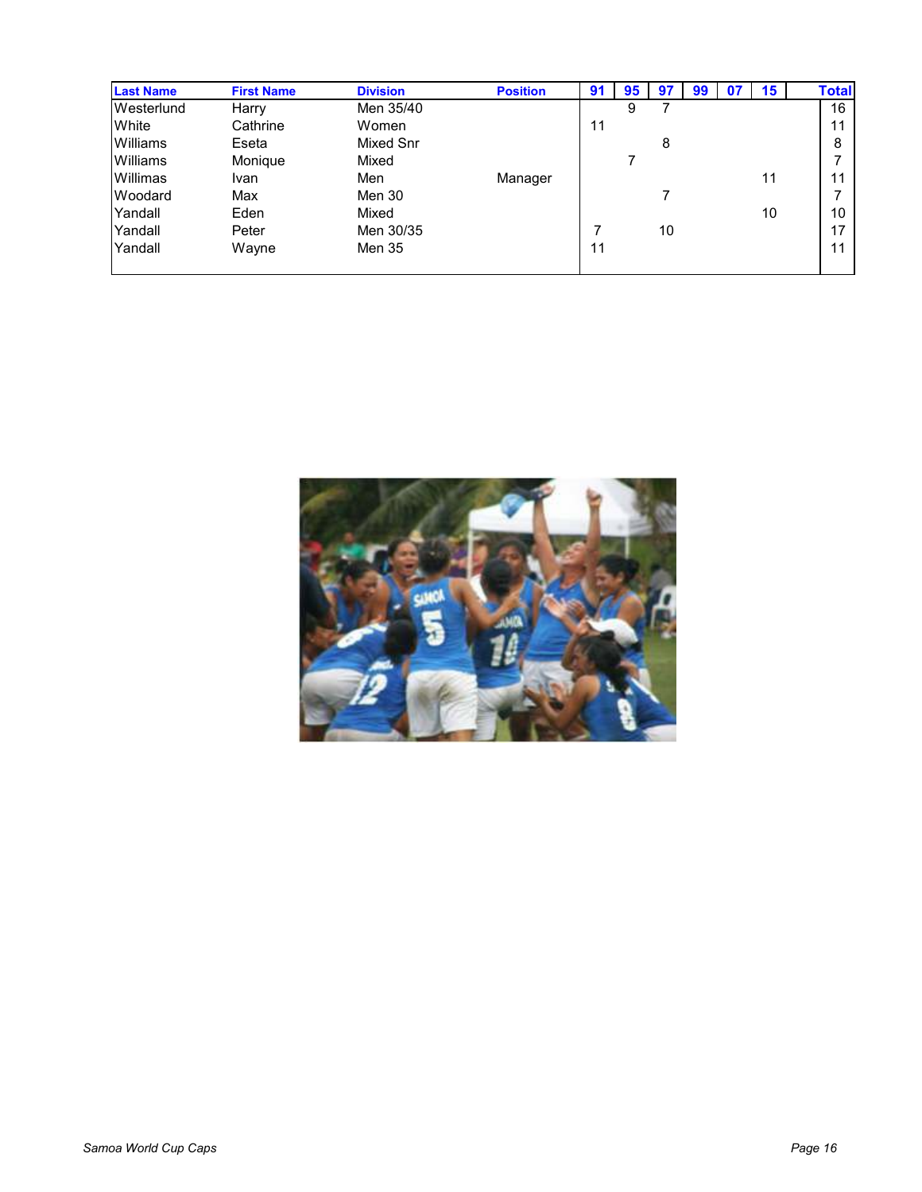| Last Name | First Name | Division | Position | 91 | 95 | 97 | 99 | 07 | 15 | Total |
|---|---|---|---|---|---|---|---|---|---|---|
| Westerlund | Harry | Men 35/40 | | | 9 | 7 | | | | 16 |
| White | Cathrine | Women | | 11 | | | | | | 11 |
| Williams | Eseta | Mixed Snr | | | | 8 | | | | 8 |
| Williams | Monique | Mixed | | | 7 | | | | | 7 |
| Willimas | Ivan | Men | Manager | | | | | | 11 | 11 |
| Woodard | Max | Men 30 | | | | 7 | | | | 7 |
| Yandall | Eden | Mixed | | | | | | | 10 | 10 |
| Yandall | Peter | Men 30/35 | | 7 | | 10 | | | | 17 |
| Yandall | Wayne | Men 35 | | 11 | | | | | | 11 |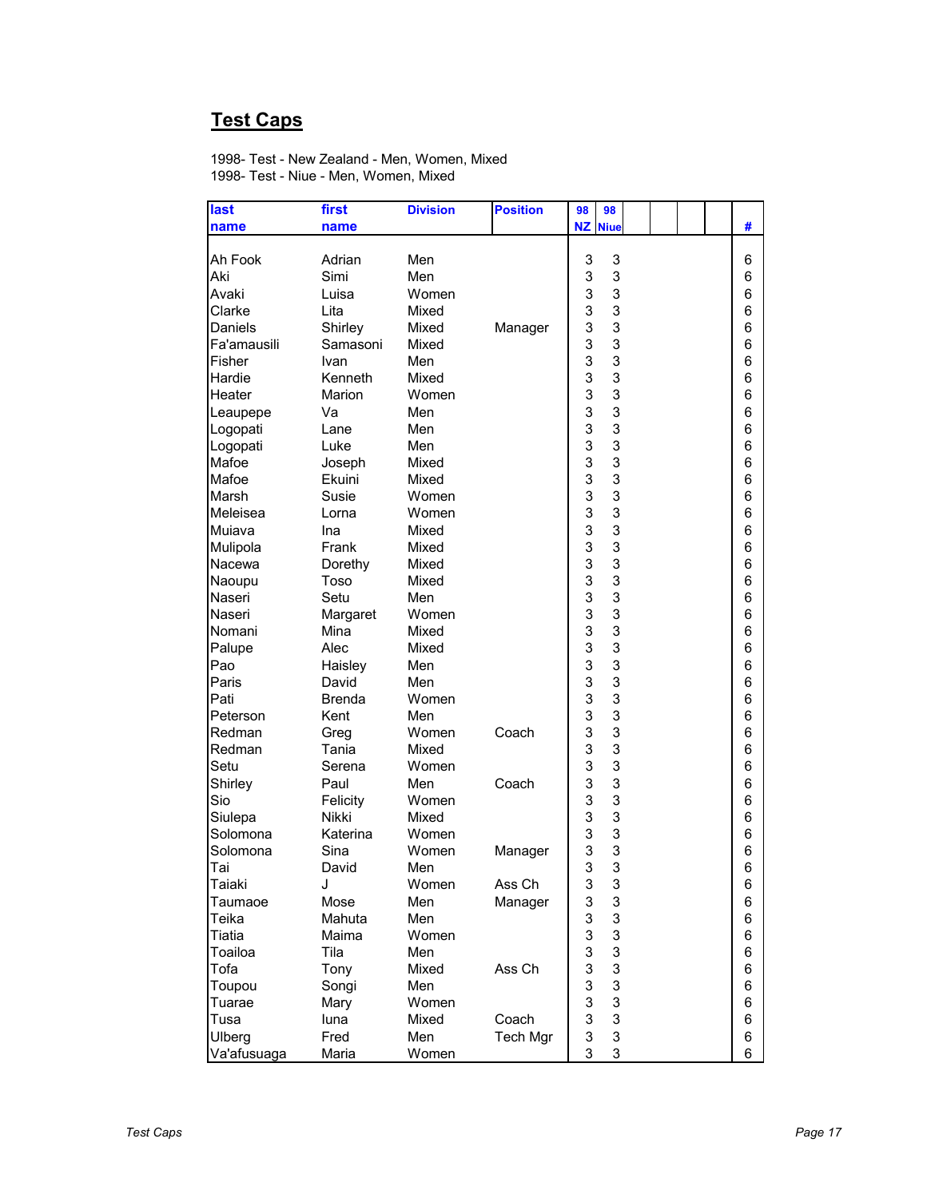# Test Caps

1998- Test - New Zealand - Men, Women, Mixed
1998- Test - Niue - Men, Women, Mixed

| last name | first name | Division | Position | 98 NZ | 98 Niue | | | | | # |
|---|---|---|---|---|---|---|---|---|---|---|
| Ah Fook | Adrian | Men | | 3 | 3 | | | | | 6 |
| Aki | Simi | Men | | 3 | 3 | | | | | 6 |
| Avaki | Luisa | Women | | 3 | 3 | | | | | 6 |
| Clarke | Lita | Mixed | | 3 | 3 | | | | | 6 |
| Daniels | Shirley | Mixed | Manager | 3 | 3 | | | | | 6 |
| Fa'amausili | Samasoni | Mixed | | 3 | 3 | | | | | 6 |
| Fisher | Ivan | Men | | 3 | 3 | | | | | 6 |
| Hardie | Kenneth | Mixed | | 3 | 3 | | | | | 6 |
| Heater | Marion | Women | | 3 | 3 | | | | | 6 |
| Leaupepe | Va | Men | | 3 | 3 | | | | | 6 |
| Logopati | Lane | Men | | 3 | 3 | | | | | 6 |
| Logopati | Luke | Men | | 3 | 3 | | | | | 6 |
| Mafoe | Joseph | Mixed | | 3 | 3 | | | | | 6 |
| Mafoe | Ekuini | Mixed | | 3 | 3 | | | | | 6 |
| Marsh | Susie | Women | | 3 | 3 | | | | | 6 |
| Meleisea | Lorna | Women | | 3 | 3 | | | | | 6 |
| Muiava | Ina | Mixed | | 3 | 3 | | | | | 6 |
| Mulipola | Frank | Mixed | | 3 | 3 | | | | | 6 |
| Nacewa | Dorethy | Mixed | | 3 | 3 | | | | | 6 |
| Naoupu | Toso | Mixed | | 3 | 3 | | | | | 6 |
| Naseri | Setu | Men | | 3 | 3 | | | | | 6 |
| Naseri | Margaret | Women | | 3 | 3 | | | | | 6 |
| Nomani | Mina | Mixed | | 3 | 3 | | | | | 6 |
| Palupe | Alec | Mixed | | 3 | 3 | | | | | 6 |
| Pao | Haisley | Men | | 3 | 3 | | | | | 6 |
| Paris | David | Men | | 3 | 3 | | | | | 6 |
| Pati | Brenda | Women | | 3 | 3 | | | | | 6 |
| Peterson | Kent | Men | | 3 | 3 | | | | | 6 |
| Redman | Greg | Women | Coach | 3 | 3 | | | | | 6 |
| Redman | Tania | Mixed | | 3 | 3 | | | | | 6 |
| Setu | Serena | Women | | 3 | 3 | | | | | 6 |
| Shirley | Paul | Men | Coach | 3 | 3 | | | | | 6 |
| Sio | Felicity | Women | | 3 | 3 | | | | | 6 |
| Siulepa | Nikki | Mixed | | 3 | 3 | | | | | 6 |
| Solomona | Katerina | Women | | 3 | 3 | | | | | 6 |
| Solomona | Sina | Women | Manager | 3 | 3 | | | | | 6 |
| Tai | David | Men | | 3 | 3 | | | | | 6 |
| Taiaki | J | Women | Ass Ch | 3 | 3 | | | | | 6 |
| Taumaoe | Mose | Men | Manager | 3 | 3 | | | | | 6 |
| Teika | Mahuta | Men | | 3 | 3 | | | | | 6 |
| Tiatia | Maima | Women | | 3 | 3 | | | | | 6 |
| Toailoa | Tila | Men | | 3 | 3 | | | | | 6 |
| Tofa | Tony | Mixed | Ass Ch | 3 | 3 | | | | | 6 |
| Toupou | Songi | Men | | 3 | 3 | | | | | 6 |
| Tuarae | Mary | Women | | 3 | 3 | | | | | 6 |
| Tusa | Iuna | Mixed | Coach | 3 | 3 | | | | | 6 |
| Ulberg | Fred | Men | Tech Mgr | 3 | 3 | | | | | 6 |
| Va'afusuaga | Maria | Women | | 3 | 3 | | | | | 6 |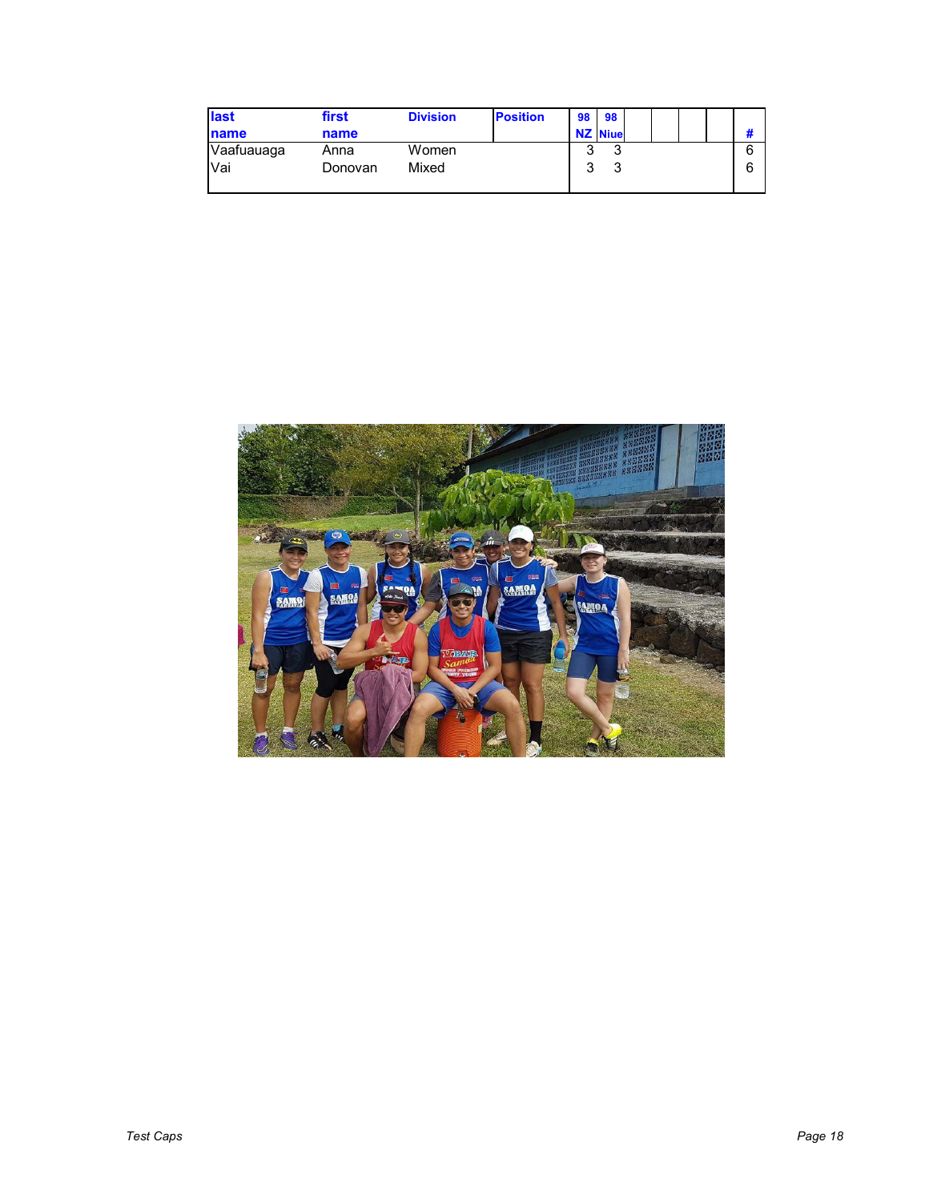| last name | first name | Division | Position | 98 NZ | 98 Niue | | | | | # |
|---|---|---|---|---|---|---|---|---|---|---|
| Vaafuauaga | Anna | Women | | 3 | 3 | | | | | 6 |
| Vai | Donovan | Mixed | | 3 | 3 | | | | | 6 |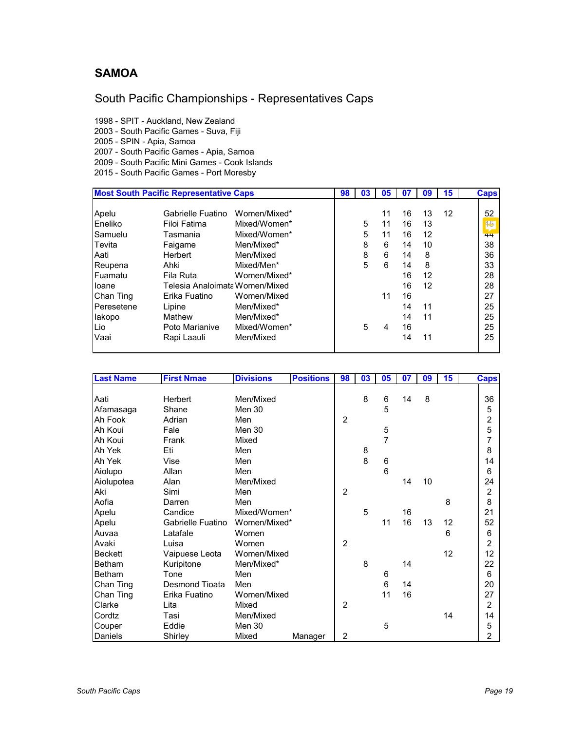## SAMOA

### South Pacific Championships - Representatives Caps

1998 - SPIT - Auckland, New Zealand
2003 - South Pacific Games - Suva, Fiji
2005 - SPIN - Apia, Samoa
2007 - South Pacific Games - Apia, Samoa
2009 - South Pacific Mini Games - Cook Islands
2015 - South Pacific Games - Port Moresby

| Most South Pacific Representative Caps | | | 98 | 03 | 05 | 07 | 09 | 15 | Caps |
|---|---|---|---|---|---|---|---|---|---|
| Apelu | Gabrielle Fuatino | Women/Mixed* | | | 11 | 16 | 13 | 12 | 52 |
| Eneliko | Filoi Fatima | Mixed/Women* | | 5 | 11 | 16 | 13 | | 45 |
| Samuelu | Tasmania | Mixed/Women* | | 5 | 11 | 16 | 12 | | 44 |
| Tevita | Faigame | Men/Mixed* | | 8 | 6 | 14 | 10 | | 38 |
| Aati | Herbert | Men/Mixed | | 8 | 6 | 14 | 8 | | 36 |
| Reupena | Ahki | Mixed/Men* | | 5 | 6 | 14 | 8 | | 33 |
| Fuamatu | Fila Ruta | Women/Mixed* | | | | 16 | 12 | | 28 |
| Ioane | Telesia Analoimata | Women/Mixed | | | | 16 | 12 | | 28 |
| Chan Ting | Erika Fuatino | Women/Mixed | | | 11 | 16 | | | 27 |
| Peresetene | Lipine | Men/Mixed* | | | | 14 | 11 | | 25 |
| Iakopo | Mathew | Men/Mixed* | | | | 14 | 11 | | 25 |
| Lio | Poto Marianive | Mixed/Women* | | 5 | 4 | 16 | | | 25 |
| Vaai | Rapi Laauli | Men/Mixed | | | | 14 | 11 | | 25 |

| Last Name | First Nmae | Divisions | Positions | 98 | 03 | 05 | 07 | 09 | 15 | Caps |
|---|---|---|---|---|---|---|---|---|---|---|
| Aati | Herbert | Men/Mixed | | | 8 | 6 | 14 | 8 | | 36 |
| Afamasaga | Shane | Men 30 | | | | 5 | | | | 5 |
| Ah Fook | Adrian | Men | | 2 | | | | | | 2 |
| Ah Koui | Fale | Men 30 | | | | 5 | | | | 5 |
| Ah Koui | Frank | Mixed | | | | 7 | | | | 7 |
| Ah Yek | Eti | Men | | | 8 | | | | | 8 |
| Ah Yek | Vise | Men | | | 8 | 6 | | | | 14 |
| Aiolupo | Allan | Men | | | | 6 | | | | 6 |
| Aiolupotea | Alan | Men/Mixed | | | | | 14 | 10 | | 24 |
| Aki | Simi | Men | | 2 | | | | | | 2 |
| Aofia | Darren | Men | | | | | | | 8 | 8 |
| Apelu | Candice | Mixed/Women* | | | 5 | | 16 | | | 21 |
| Apelu | Gabrielle Fuatino | Women/Mixed* | | | | 11 | 16 | 13 | 12 | 52 |
| Auvaa | Latafale | Women | | | | | | | 6 | 6 |
| Avaki | Luisa | Women | | 2 | | | | | | 2 |
| Beckett | Vaipuese Leota | Women/Mixed | | | | | | | 12 | 12 |
| Betham | Kuripitone | Men/Mixed* | | | 8 | | 14 | | | 22 |
| Betham | Tone | Men | | | | 6 | | | | 6 |
| Chan Ting | Desmond Tioata | Men | | | | 6 | 14 | | | 20 |
| Chan Ting | Erika Fuatino | Women/Mixed | | | | 11 | 16 | | | 27 |
| Clarke | Lita | Mixed | | 2 | | | | | | 2 |
| Cordtz | Tasi | Men/Mixed | | | | | | | 14 | 14 |
| Couper | Eddie | Men 30 | | | | 5 | | | | 5 |
| Daniels | Shirley | Mixed | Manager | 2 | | | | | | 2 |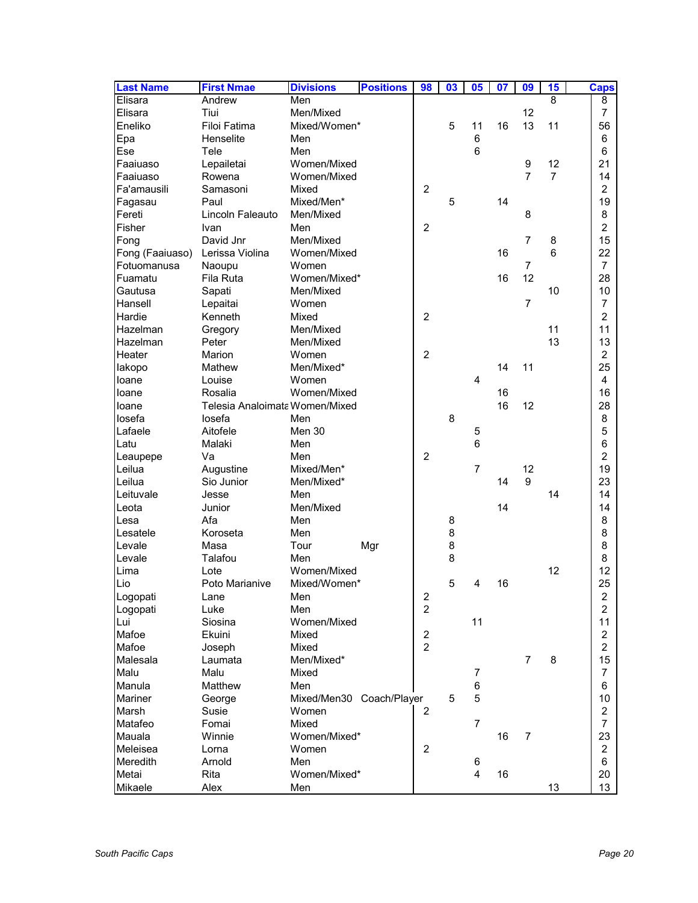| Last Name | First Nmae | Divisions | Positions | 98 | 03 | 05 | 07 | 09 | 15 | Caps |
|---|---|---|---|---|---|---|---|---|---|---|
| Elisara | Andrew | Men | | | | | | | 8 | 8 |
| Elisara | Tiui | Men/Mixed | | | | | | 12 | | 7 |
| Eneliko | Filoi Fatima | Mixed/Women* | | | 5 | 11 | 16 | 13 | 11 | 56 |
| Epa | Henselite | Men | | | | 6 | | | | 6 |
| Ese | Tele | Men | | | | 6 | | | | 6 |
| Faaiuaso | Lepailetai | Women/Mixed | | | | | | 9 | 12 | 21 |
| Faaiuaso | Rowena | Women/Mixed | | | | | | 7 | 7 | 14 |
| Fa'amausili | Samasoni | Mixed | | 2 | | | | | | 2 |
| Fagasau | Paul | Mixed/Men* | | | 5 | | 14 | | | 19 |
| Fereti | Lincoln Faleauto | Men/Mixed | | | | | | 8 | | 8 |
| Fisher | Ivan | Men | | 2 | | | | | | 2 |
| Fong | David Jnr | Men/Mixed | | | | | | 7 | 8 | 15 |
| Fong (Faaiuaso) | Lerissa Violina | Women/Mixed | | | | | 16 | | 6 | 22 |
| Fotuomanusa | Naoupu | Women | | | | | | 7 | | 7 |
| Fuamatu | Fila Ruta | Women/Mixed* | | | | | 16 | 12 | | 28 |
| Gautusa | Sapati | Men/Mixed | | | | | | | 10 | 10 |
| Hansell | Lepaitai | Women | | | | | | 7 | | 7 |
| Hardie | Kenneth | Mixed | | 2 | | | | | | 2 |
| Hazelman | Gregory | Men/Mixed | | | | | | | 11 | 11 |
| Hazelman | Peter | Men/Mixed | | | | | | | 13 | 13 |
| Heater | Marion | Women | | 2 | | | | | | 2 |
| Iakopo | Mathew | Men/Mixed* | | | | | 14 | 11 | | 25 |
| Ioane | Louise | Women | | | | 4 | | | | 4 |
| Ioane | Rosalia | Women/Mixed | | | | | 16 | | | 16 |
| Ioane | Telesia Analoimata | Women/Mixed | | | | | 16 | 12 | | 28 |
| Iosefa | Iosefa | Men | | | 8 | | | | | 8 |
| Lafaele | Aitofele | Men 30 | | | | 5 | | | | 5 |
| Latu | Malaki | Men | | | | 6 | | | | 6 |
| Leaupepe | Va | Men | | 2 | | | | | | 2 |
| Leilua | Augustine | Mixed/Men* | | | | 7 | | 12 | | 19 |
| Leilua | Sio Junior | Men/Mixed* | | | | | 14 | 9 | | 23 |
| Leituvale | Jesse | Men | | | | | | | 14 | 14 |
| Leota | Junior | Men/Mixed | | | | | 14 | | | 14 |
| Lesa | Afa | Men | | | 8 | | | | | 8 |
| Lesatele | Koroseta | Men | | | 8 | | | | | 8 |
| Levale | Masa | Tour | Mgr | | 8 | | | | | 8 |
| Levale | Talafou | Men | | | 8 | | | | | 8 |
| Lima | Lote | Women/Mixed | | | | | | | 12 | 12 |
| Lio | Poto Marianive | Mixed/Women* | | | 5 | 4 | 16 | | | 25 |
| Logopati | Lane | Men | | 2 | | | | | | 2 |
| Logopati | Luke | Men | | 2 | | | | | | 2 |
| Lui | Siosina | Women/Mixed | | | | 11 | | | | 11 |
| Mafoe | Ekuini | Mixed | | 2 | | | | | | 2 |
| Mafoe | Joseph | Mixed | | 2 | | | | | | 2 |
| Malesala | Laumata | Men/Mixed* | | | | | | 7 | 8 | 15 |
| Malu | Malu | Mixed | | | | 7 | | | | 7 |
| Manula | Matthew | Men | | | | 6 | | | | 6 |
| Mariner | George | Mixed/Men30 | Coach/Player | | 5 | 5 | | | | 10 |
| Marsh | Susie | Women | | 2 | | | | | | 2 |
| Matafeo | Fomai | Mixed | | | | 7 | | | | 7 |
| Mauala | Winnie | Women/Mixed* | | | | | 16 | 7 | | 23 |
| Meleisea | Lorna | Women | | 2 | | | | | | 2 |
| Meredith | Arnold | Men | | | | 6 | | | | 6 |
| Metai | Rita | Women/Mixed* | | | | 4 | 16 | | | 20 |
| Mikaele | Alex | Men | | | | | | | 13 | 13 |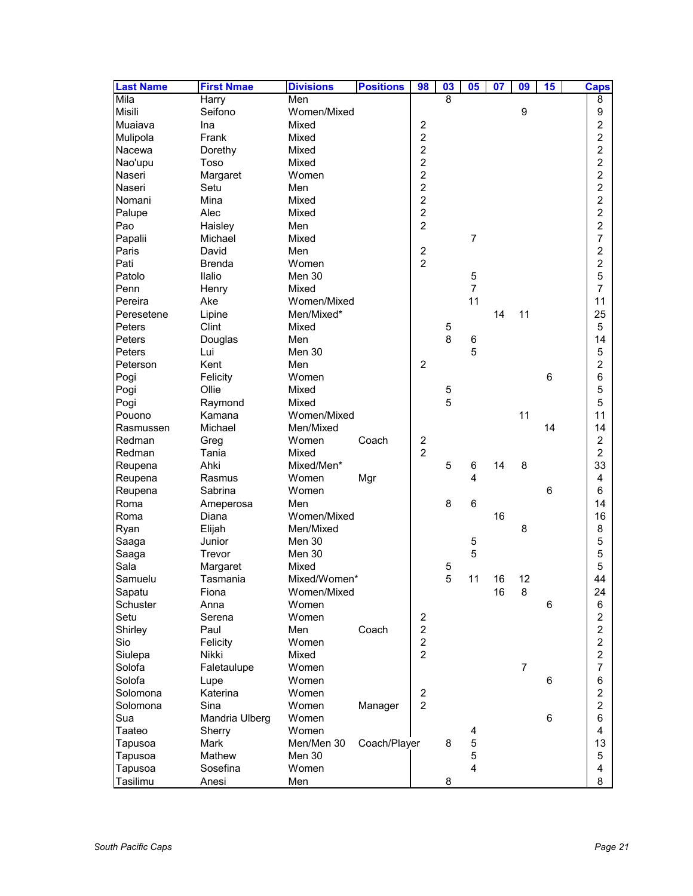| Last Name | First Nmae | Divisions | Positions | 98 | 03 | 05 | 07 | 09 | 15 | Caps |
|---|---|---|---|---|---|---|---|---|---|---|
| Mila | Harry | Men | | | 8 | | | | | 8 |
| Misili | Seifono | Women/Mixed | | | | | | 9 | | 9 |
| Muaiava | Ina | Mixed | | 2 | | | | | | 2 |
| Mulipola | Frank | Mixed | | 2 | | | | | | 2 |
| Nacewa | Dorethy | Mixed | | 2 | | | | | | 2 |
| Nao'upu | Toso | Mixed | | 2 | | | | | | 2 |
| Naseri | Margaret | Women | | 2 | | | | | | 2 |
| Naseri | Setu | Men | | 2 | | | | | | 2 |
| Nomani | Mina | Mixed | | 2 | | | | | | 2 |
| Palupe | Alec | Mixed | | 2 | | | | | | 2 |
| Pao | Haisley | Men | | 2 | | | | | | 2 |
| Papalii | Michael | Mixed | | | | 7 | | | | 7 |
| Paris | David | Men | | 2 | | | | | | 2 |
| Pati | Brenda | Women | | 2 | | | | | | 2 |
| Patolo | Ilalio | Men 30 | | | | 5 | | | | 5 |
| Penn | Henry | Mixed | | | | 7 | | | | 7 |
| Pereira | Ake | Women/Mixed | | | | 11 | | | | 11 |
| Peresetene | Lipine | Men/Mixed* | | | | | 14 | 11 | | 25 |
| Peters | Clint | Mixed | | | 5 | | | | | 5 |
| Peters | Douglas | Men | | | 8 | 6 | | | | 14 |
| Peters | Lui | Men 30 | | | | 5 | | | | 5 |
| Peterson | Kent | Men | | 2 | | | | | | 2 |
| Pogi | Felicity | Women | | | | | | | 6 | 6 |
| Pogi | Ollie | Mixed | | | 5 | | | | | 5 |
| Pogi | Raymond | Mixed | | | 5 | | | | | 5 |
| Pouono | Kamana | Women/Mixed | | | | | | 11 | | 11 |
| Rasmussen | Michael | Men/Mixed | | | | | | | 14 | 14 |
| Redman | Greg | Women | Coach | 2 | | | | | | 2 |
| Redman | Tania | Mixed | | 2 | | | | | | 2 |
| Reupena | Ahki | Mixed/Men* | | | 5 | 6 | 14 | 8 | | 33 |
| Reupena | Rasmus | Women | Mgr | | | 4 | | | | 4 |
| Reupena | Sabrina | Women | | | | | | | 6 | 6 |
| Roma | Ameperosa | Men | | | 8 | 6 | | | | 14 |
| Roma | Diana | Women/Mixed | | | | | 16 | | | 16 |
| Ryan | Elijah | Men/Mixed | | | | | | 8 | | 8 |
| Saaga | Junior | Men 30 | | | | 5 | | | | 5 |
| Saaga | Trevor | Men 30 | | | | 5 | | | | 5 |
| Sala | Margaret | Mixed | | | 5 | | | | | 5 |
| Samuelu | Tasmania | Mixed/Women* | | | 5 | 11 | 16 | 12 | | 44 |
| Sapatu | Fiona | Women/Mixed | | | | | 16 | 8 | | 24 |
| Schuster | Anna | Women | | | | | | | 6 | 6 |
| Setu | Serena | Women | | 2 | | | | | | 2 |
| Shirley | Paul | Men | Coach | 2 | | | | | | 2 |
| Sio | Felicity | Women | | 2 | | | | | | 2 |
| Siulepa | Nikki | Mixed | | 2 | | | | | | 2 |
| Solofa | Faletaulupe | Women | | | | | | 7 | | 7 |
| Solofa | Lupe | Women | | | | | | | 6 | 6 |
| Solomona | Katerina | Women | | 2 | | | | | | 2 |
| Solomona | Sina | Women | Manager | 2 | | | | | | 2 |
| Sua | Mandria Ulberg | Women | | | | | | | 6 | 6 |
| Taateo | Sherry | Women | | | | 4 | | | | 4 |
| Tapusoa | Mark | Men/Men 30 | Coach/Player | | 8 | 5 | | | | 13 |
| Tapusoa | Mathew | Men 30 | | | | 5 | | | | 5 |
| Tapusoa | Sosefina | Women | | | | 4 | | | | 4 |
| Tasilimu | Anesi | Men | | | 8 | | | | | 8 |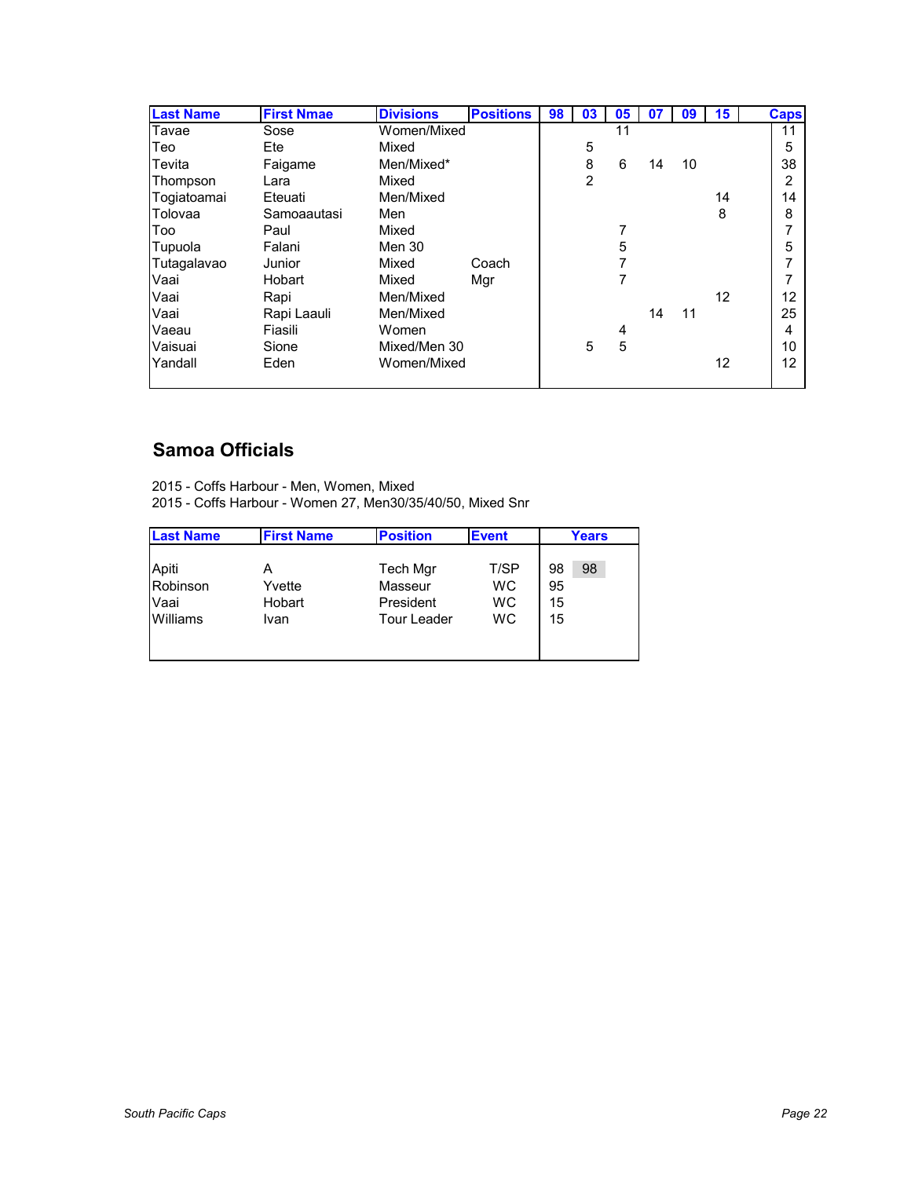| Last Name | First Nmae | Divisions | Positions | 98 | 03 | 05 | 07 | 09 | 15 | Caps |
|---|---|---|---|---|---|---|---|---|---|---|
| Tavae | Sose | Women/Mixed | | | | 11 | | | | 11 |
| Teo | Ete | Mixed | | | 5 | | | | | 5 |
| Tevita | Faigame | Men/Mixed* | | | 8 | 6 | 14 | 10 | | 38 |
| Thompson | Lara | Mixed | | | 2 | | | | | 2 |
| Togiatoamai | Eteuati | Men/Mixed | | | | | | | 14 | 14 |
| Tolovaa | Samoaautasi | Men | | | | | | | 8 | 8 |
| Too | Paul | Mixed | | | | 7 | | | | 7 |
| Tupuola | Falani | Men 30 | | | | 5 | | | | 5 |
| Tutagalavao | Junior | Mixed | Coach | | | 7 | | | | 7 |
| Vaai | Hobart | Mixed | Mgr | | | 7 | | | | 7 |
| Vaai | Rapi | Men/Mixed | | | | | | | 12 | 12 |
| Vaai | Rapi Laauli | Men/Mixed | | | | | 14 | 11 | | 25 |
| Vaeau | Fiasili | Women | | | | 4 | | | | 4 |
| Vaisuai | Sione | Mixed/Men 30 | | | 5 | 5 | | | | 10 |
| Yandall | Eden | Women/Mixed | | | | | | | 12 | 12 |

## Samoa Officials

2015 - Coffs Harbour - Men, Women, Mixed
2015 - Coffs Harbour - Women 27, Men30/35/40/50, Mixed Snr

| Last Name | First Name | Position | Event | Years | |
|---|---|---|---|---|---|
| Apiti | A | Tech Mgr | T/SP | 98 | 98 |
| Robinson | Yvette | Masseur | WC | 95 | |
| Vaai | Hobart | President | WC | 15 | |
| Williams | Ivan | Tour Leader | WC | 15 | |